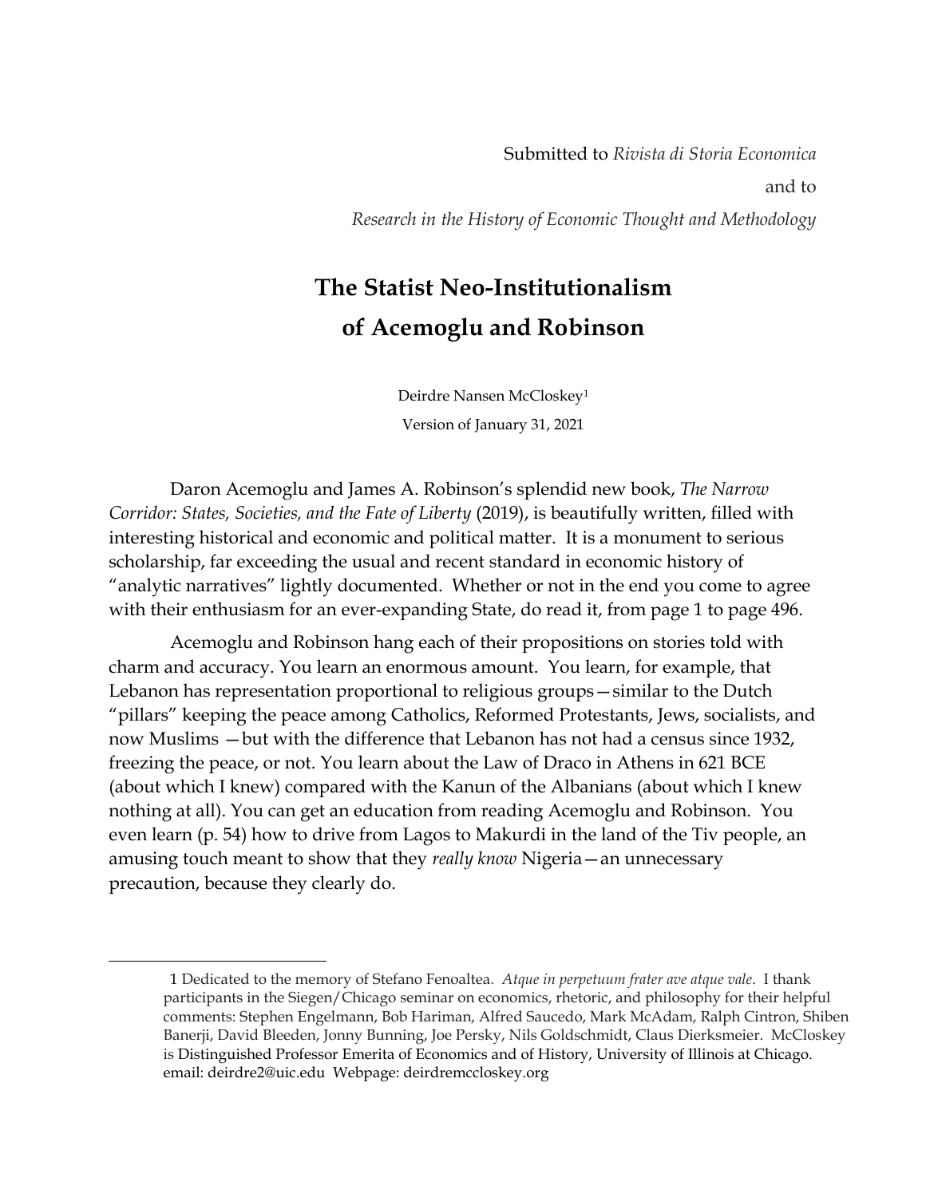Submitted to *Rivista di Storia Economica*

and to

*Research in the History of Economic Thought and Methodology*

# The Statist Neo-Institutionalism of Acemoglu and Robinson

Deirdre Nansen McCloskey[1]

Version of January 31, 2021

Daron Acemoglu and James A. Robinson's splendid new book, *The Narrow Corridor: States, Societies, and the Fate of Liberty* (2019), is beautifully written, filled with interesting historical and economic and political matter. It is a monument to serious scholarship, far exceeding the usual and recent standard in economic history of "analytic narratives" lightly documented. Whether or not in the end you come to agree with their enthusiasm for an ever-expanding State, do read it, from page 1 to page 496.

Acemoglu and Robinson hang each of their propositions on stories told with charm and accuracy. You learn an enormous amount. You learn, for example, that Lebanon has representation proportional to religious groups—similar to the Dutch "pillars" keeping the peace among Catholics, Reformed Protestants, Jews, socialists, and now Muslims —but with the difference that Lebanon has not had a census since 1932, freezing the peace, or not. You learn about the Law of Draco in Athens in 621 BCE (about which I knew) compared with the Kanun of the Albanians (about which I knew nothing at all). You can get an education from reading Acemoglu and Robinson. You even learn (p. 54) how to drive from Lagos to Makurdi in the land of the Tiv people, an amusing touch meant to show that they *really know* Nigeria—an unnecessary precaution, because they clearly do.

---

[1] Dedicated to the memory of Stefano Fenoaltea. *Atque in perpetuum frater ave atque vale*. I thank participants in the Siegen/Chicago seminar on economics, rhetoric, and philosophy for their helpful comments: Stephen Engelmann, Bob Hariman, Alfred Saucedo, Mark McAdam, Ralph Cintron, Shiben Banerji, David Bleeden, Jonny Bunning, Joe Persky, Nils Goldschmidt, Claus Dierksmeier. McCloskey is Distinguished Professor Emerita of Economics and of History, University of Illinois at Chicago. email: deirdre2@uic.edu Webpage: deirdremccloskey.org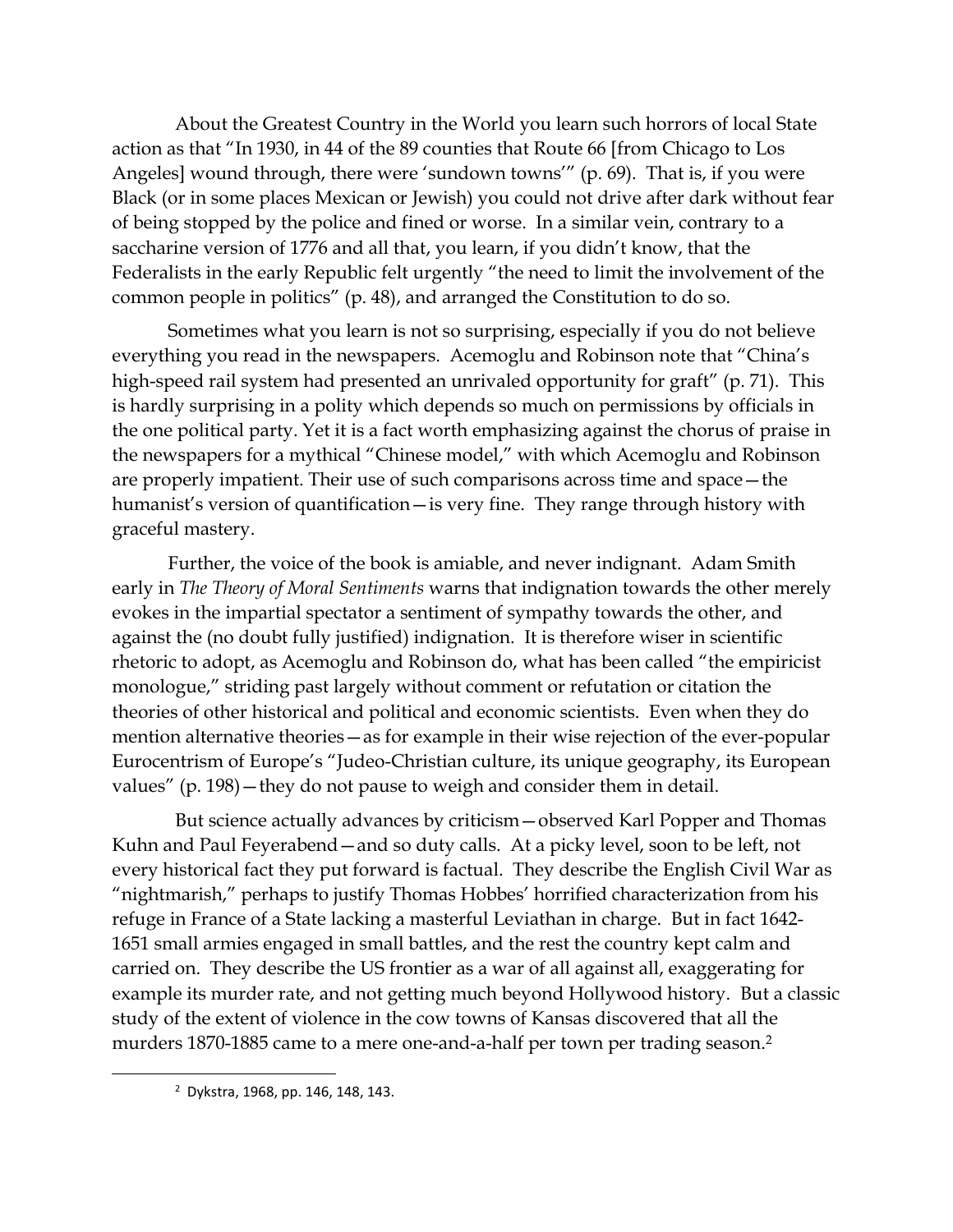About the Greatest Country in the World you learn such horrors of local State action as that "In 1930, in 44 of the 89 counties that Route 66 [from Chicago to Los Angeles] wound through, there were 'sundown towns'" (p. 69). That is, if you were Black (or in some places Mexican or Jewish) you could not drive after dark without fear of being stopped by the police and fined or worse. In a similar vein, contrary to a saccharine version of 1776 and all that, you learn, if you didn't know, that the Federalists in the early Republic felt urgently "the need to limit the involvement of the common people in politics" (p. 48), and arranged the Constitution to do so.

Sometimes what you learn is not so surprising, especially if you do not believe everything you read in the newspapers. Acemoglu and Robinson note that "China's high-speed rail system had presented an unrivaled opportunity for graft" (p. 71). This is hardly surprising in a polity which depends so much on permissions by officials in the one political party. Yet it is a fact worth emphasizing against the chorus of praise in the newspapers for a mythical "Chinese model," with which Acemoglu and Robinson are properly impatient. Their use of such comparisons across time and space—the humanist's version of quantification—is very fine. They range through history with graceful mastery.

Further, the voice of the book is amiable, and never indignant. Adam Smith early in *The Theory of Moral Sentiments* warns that indignation towards the other merely evokes in the impartial spectator a sentiment of sympathy towards the other, and against the (no doubt fully justified) indignation. It is therefore wiser in scientific rhetoric to adopt, as Acemoglu and Robinson do, what has been called "the empiricist monologue," striding past largely without comment or refutation or citation the theories of other historical and political and economic scientists. Even when they do mention alternative theories—as for example in their wise rejection of the ever-popular Eurocentrism of Europe's "Judeo-Christian culture, its unique geography, its European values" (p. 198)—they do not pause to weigh and consider them in detail.

But science actually advances by criticism—observed Karl Popper and Thomas Kuhn and Paul Feyerabend—and so duty calls. At a picky level, soon to be left, not every historical fact they put forward is factual. They describe the English Civil War as "nightmarish," perhaps to justify Thomas Hobbes' horrified characterization from his refuge in France of a State lacking a masterful Leviathan in charge. But in fact 1642-1651 small armies engaged in small battles, and the rest the country kept calm and carried on. They describe the US frontier as a war of all against all, exaggerating for example its murder rate, and not getting much beyond Hollywood history. But a classic study of the extent of violence in the cow towns of Kansas discovered that all the murders 1870-1885 came to a mere one-and-a-half per town per trading season.[2]

[2] Dykstra, 1968, pp. 146, 148, 143.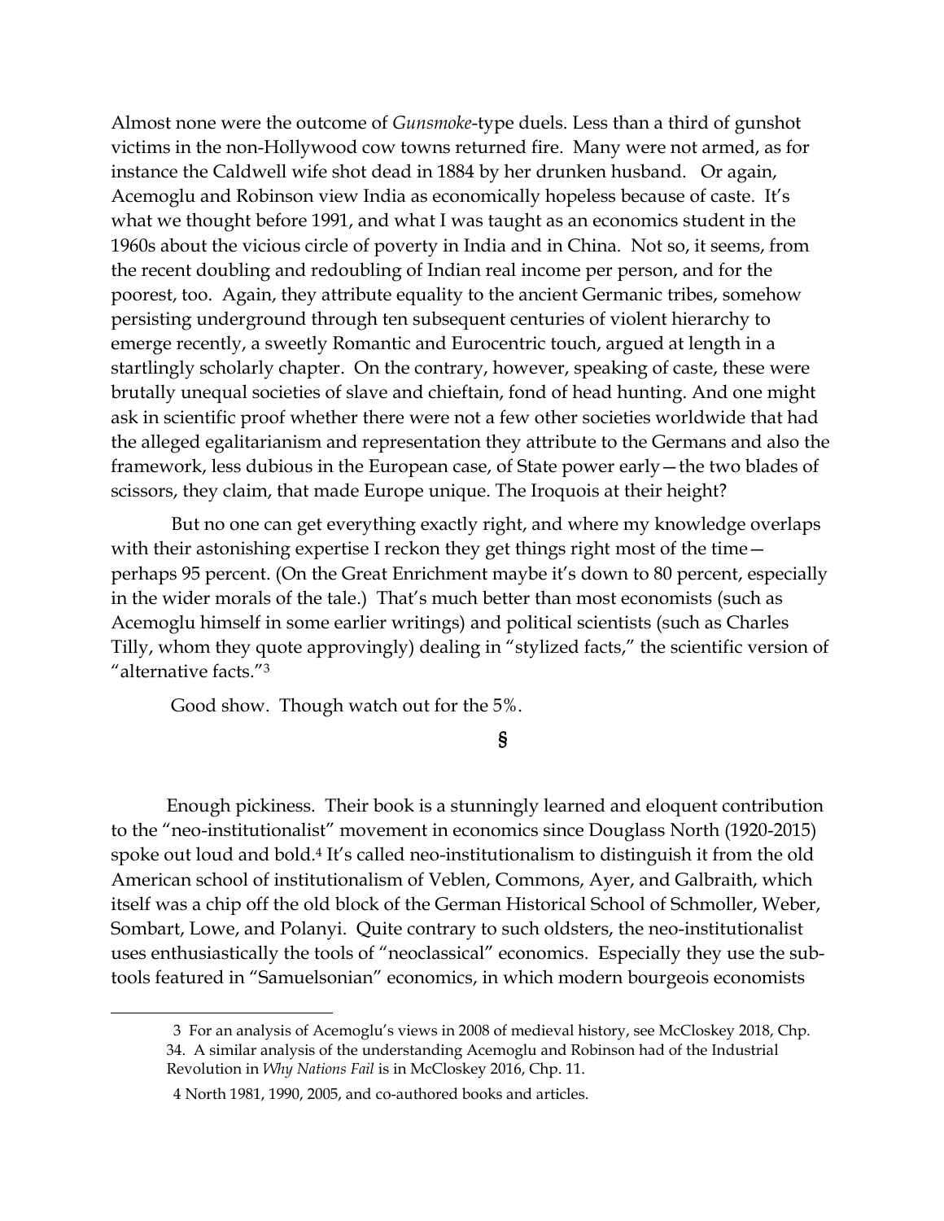Almost none were the outcome of *Gunsmoke*-type duels. Less than a third of gunshot victims in the non-Hollywood cow towns returned fire. Many were not armed, as for instance the Caldwell wife shot dead in 1884 by her drunken husband. Or again, Acemoglu and Robinson view India as economically hopeless because of caste. It's what we thought before 1991, and what I was taught as an economics student in the 1960s about the vicious circle of poverty in India and in China. Not so, it seems, from the recent doubling and redoubling of Indian real income per person, and for the poorest, too. Again, they attribute equality to the ancient Germanic tribes, somehow persisting underground through ten subsequent centuries of violent hierarchy to emerge recently, a sweetly Romantic and Eurocentric touch, argued at length in a startlingly scholarly chapter. On the contrary, however, speaking of caste, these were brutally unequal societies of slave and chieftain, fond of head hunting. And one might ask in scientific proof whether there were not a few other societies worldwide that had the alleged egalitarianism and representation they attribute to the Germans and also the framework, less dubious in the European case, of State power early—the two blades of scissors, they claim, that made Europe unique. The Iroquois at their height?

But no one can get everything exactly right, and where my knowledge overlaps with their astonishing expertise I reckon they get things right most of the time—perhaps 95 percent. (On the Great Enrichment maybe it's down to 80 percent, especially in the wider morals of the tale.) That's much better than most economists (such as Acemoglu himself in some earlier writings) and political scientists (such as Charles Tilly, whom they quote approvingly) dealing in "stylized facts," the scientific version of "alternative facts."[3]

Good show. Though watch out for the 5%.

§

Enough pickiness. Their book is a stunningly learned and eloquent contribution to the "neo-institutionalist" movement in economics since Douglass North (1920-2015) spoke out loud and bold.[4] It's called neo-institutionalism to distinguish it from the old American school of institutionalism of Veblen, Commons, Ayer, and Galbraith, which itself was a chip off the old block of the German Historical School of Schmoller, Weber, Sombart, Lowe, and Polanyi. Quite contrary to such oldsters, the neo-institutionalist uses enthusiastically the tools of "neoclassical" economics. Especially they use the sub-tools featured in "Samuelsonian" economics, in which modern bourgeois economists

---

3 For an analysis of Acemoglu's views in 2008 of medieval history, see McCloskey 2018, Chp. 34. A similar analysis of the understanding Acemoglu and Robinson had of the Industrial Revolution in *Why Nations Fail* is in McCloskey 2016, Chp. 11.

4 North 1981, 1990, 2005, and co-authored books and articles.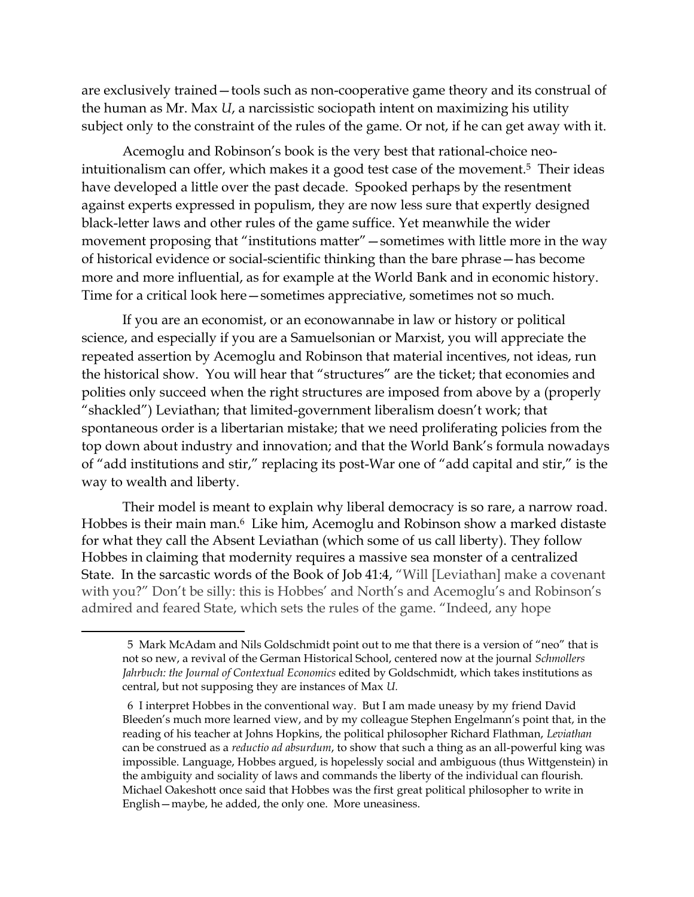are exclusively trained—tools such as non-cooperative game theory and its construal of the human as Mr. Max *U*, a narcissistic sociopath intent on maximizing his utility subject only to the constraint of the rules of the game. Or not, if he can get away with it.

Acemoglu and Robinson's book is the very best that rational-choice neo-intuitionalism can offer, which makes it a good test case of the movement.[5] Their ideas have developed a little over the past decade. Spooked perhaps by the resentment against experts expressed in populism, they are now less sure that expertly designed black-letter laws and other rules of the game suffice. Yet meanwhile the wider movement proposing that "institutions matter"—sometimes with little more in the way of historical evidence or social-scientific thinking than the bare phrase—has become more and more influential, as for example at the World Bank and in economic history. Time for a critical look here—sometimes appreciative, sometimes not so much.

If you are an economist, or an econowannabe in law or history or political science, and especially if you are a Samuelsonian or Marxist, you will appreciate the repeated assertion by Acemoglu and Robinson that material incentives, not ideas, run the historical show. You will hear that "structures" are the ticket; that economies and polities only succeed when the right structures are imposed from above by a (properly "shackled") Leviathan; that limited-government liberalism doesn't work; that spontaneous order is a libertarian mistake; that we need proliferating policies from the top down about industry and innovation; and that the World Bank's formula nowadays of "add institutions and stir," replacing its post-War one of "add capital and stir," is the way to wealth and liberty.

Their model is meant to explain why liberal democracy is so rare, a narrow road. Hobbes is their main man.[6] Like him, Acemoglu and Robinson show a marked distaste for what they call the Absent Leviathan (which some of us call liberty). They follow Hobbes in claiming that modernity requires a massive sea monster of a centralized State. In the sarcastic words of the Book of Job 41:4, "Will [Leviathan] make a covenant with you?" Don't be silly: this is Hobbes' and North's and Acemoglu's and Robinson's admired and feared State, which sets the rules of the game. "Indeed, any hope

---

5 Mark McAdam and Nils Goldschmidt point out to me that there is a version of "neo" that is not so new, a revival of the German Historical School, centered now at the journal *Schmollers Jahrbuch: the Journal of Contextual Economics* edited by Goldschmidt, which takes institutions as central, but not supposing they are instances of Max *U.*

6 I interpret Hobbes in the conventional way. But I am made uneasy by my friend David Bleeden's much more learned view, and by my colleague Stephen Engelmann's point that, in the reading of his teacher at Johns Hopkins, the political philosopher Richard Flathman, *Leviathan* can be construed as a *reductio ad absurdum*, to show that such a thing as an all-powerful king was impossible. Language, Hobbes argued, is hopelessly social and ambiguous (thus Wittgenstein) in the ambiguity and sociality of laws and commands the liberty of the individual can flourish. Michael Oakeshott once said that Hobbes was the first great political philosopher to write in English—maybe, he added, the only one. More uneasiness.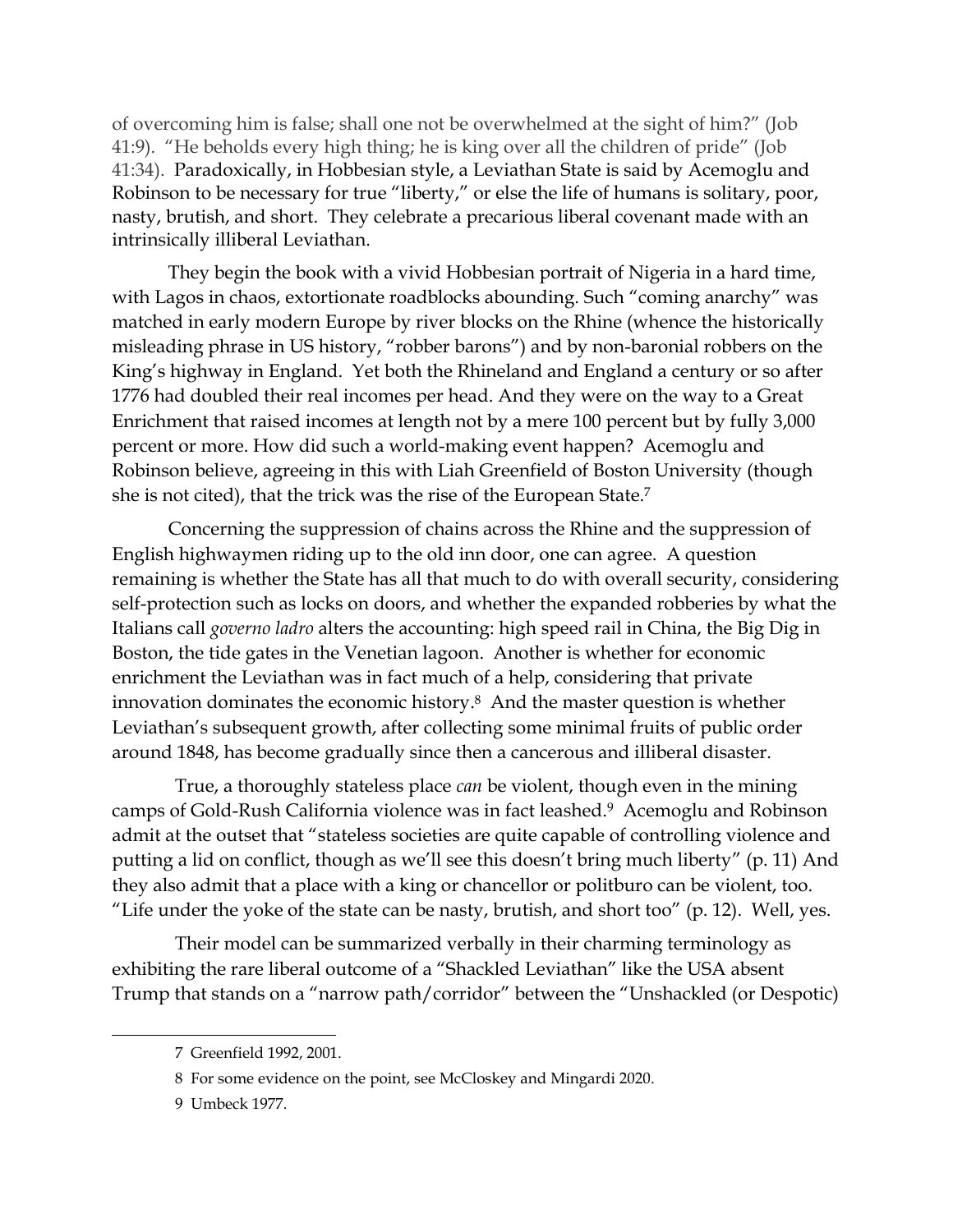of overcoming him is false; shall one not be overwhelmed at the sight of him?" (Job 41:9). "He beholds every high thing; he is king over all the children of pride" (Job 41:34). Paradoxically, in Hobbesian style, a Leviathan State is said by Acemoglu and Robinson to be necessary for true "liberty," or else the life of humans is solitary, poor, nasty, brutish, and short. They celebrate a precarious liberal covenant made with an intrinsically illiberal Leviathan.

They begin the book with a vivid Hobbesian portrait of Nigeria in a hard time, with Lagos in chaos, extortionate roadblocks abounding. Such "coming anarchy" was matched in early modern Europe by river blocks on the Rhine (whence the historically misleading phrase in US history, "robber barons") and by non-baronial robbers on the King's highway in England. Yet both the Rhineland and England a century or so after 1776 had doubled their real incomes per head. And they were on the way to a Great Enrichment that raised incomes at length not by a mere 100 percent but by fully 3,000 percent or more. How did such a world-making event happen? Acemoglu and Robinson believe, agreeing in this with Liah Greenfield of Boston University (though she is not cited), that the trick was the rise of the European State.[7]

Concerning the suppression of chains across the Rhine and the suppression of English highwaymen riding up to the old inn door, one can agree. A question remaining is whether the State has all that much to do with overall security, considering self-protection such as locks on doors, and whether the expanded robberies by what the Italians call *governo ladro* alters the accounting: high speed rail in China, the Big Dig in Boston, the tide gates in the Venetian lagoon. Another is whether for economic enrichment the Leviathan was in fact much of a help, considering that private innovation dominates the economic history.[8] And the master question is whether Leviathan's subsequent growth, after collecting some minimal fruits of public order around 1848, has become gradually since then a cancerous and illiberal disaster.

True, a thoroughly stateless place *can* be violent, though even in the mining camps of Gold-Rush California violence was in fact leashed.[9] Acemoglu and Robinson admit at the outset that "stateless societies are quite capable of controlling violence and putting a lid on conflict, though as we'll see this doesn't bring much liberty" (p. 11) And they also admit that a place with a king or chancellor or politburo can be violent, too. "Life under the yoke of the state can be nasty, brutish, and short too" (p. 12). Well, yes.

Their model can be summarized verbally in their charming terminology as exhibiting the rare liberal outcome of a "Shackled Leviathan" like the USA absent Trump that stands on a "narrow path/corridor" between the "Unshackled (or Despotic)

---

7 Greenfield 1992, 2001.

8 For some evidence on the point, see McCloskey and Mingardi 2020.

9 Umbeck 1977.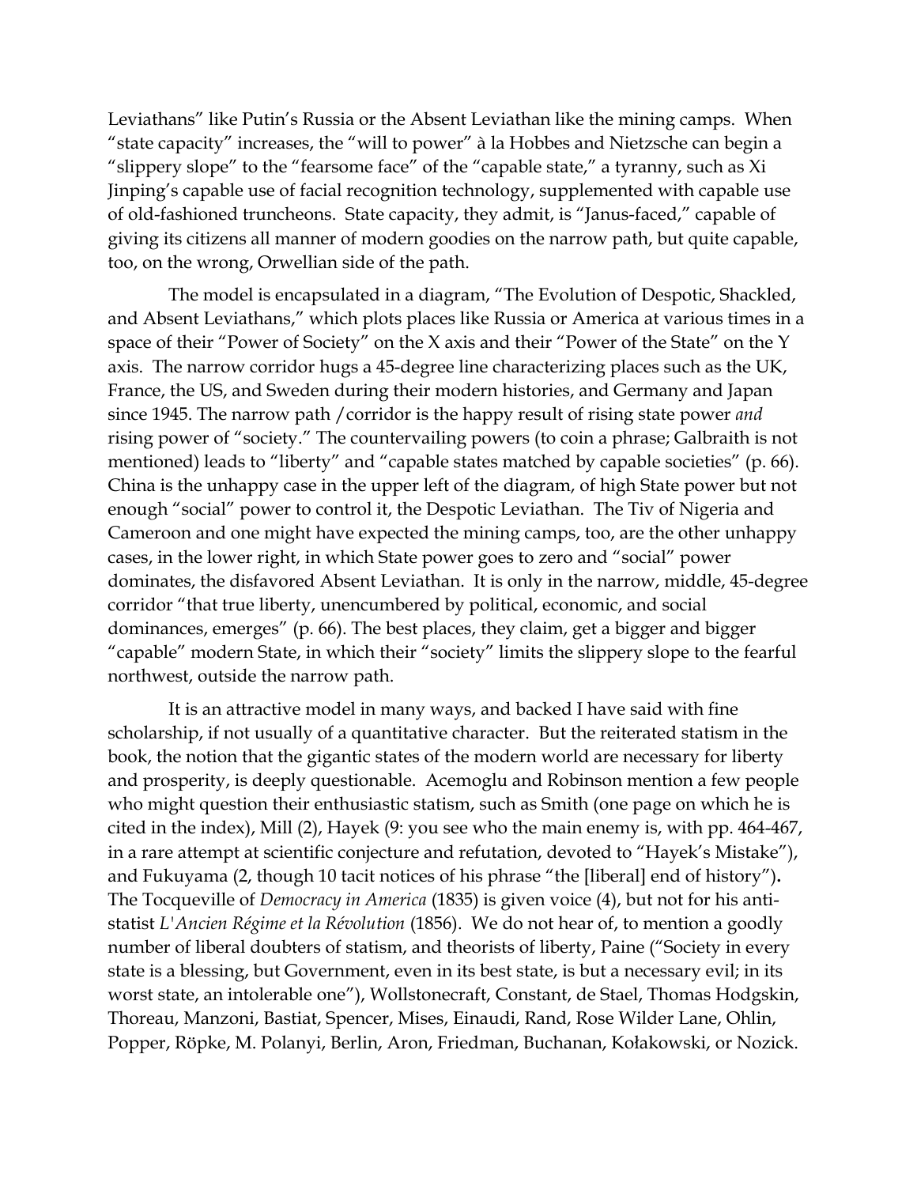Leviathans" like Putin's Russia or the Absent Leviathan like the mining camps. When "state capacity" increases, the "will to power" à la Hobbes and Nietzsche can begin a "slippery slope" to the "fearsome face" of the "capable state," a tyranny, such as Xi Jinping's capable use of facial recognition technology, supplemented with capable use of old-fashioned truncheons. State capacity, they admit, is "Janus-faced," capable of giving its citizens all manner of modern goodies on the narrow path, but quite capable, too, on the wrong, Orwellian side of the path.

The model is encapsulated in a diagram, "The Evolution of Despotic, Shackled, and Absent Leviathans," which plots places like Russia or America at various times in a space of their "Power of Society" on the X axis and their "Power of the State" on the Y axis. The narrow corridor hugs a 45-degree line characterizing places such as the UK, France, the US, and Sweden during their modern histories, and Germany and Japan since 1945. The narrow path /corridor is the happy result of rising state power *and* rising power of "society." The countervailing powers (to coin a phrase; Galbraith is not mentioned) leads to "liberty" and "capable states matched by capable societies" (p. 66). China is the unhappy case in the upper left of the diagram, of high State power but not enough "social" power to control it, the Despotic Leviathan. The Tiv of Nigeria and Cameroon and one might have expected the mining camps, too, are the other unhappy cases, in the lower right, in which State power goes to zero and "social" power dominates, the disfavored Absent Leviathan. It is only in the narrow, middle, 45-degree corridor "that true liberty, unencumbered by political, economic, and social dominances, emerges" (p. 66). The best places, they claim, get a bigger and bigger "capable" modern State, in which their "society" limits the slippery slope to the fearful northwest, outside the narrow path.

It is an attractive model in many ways, and backed I have said with fine scholarship, if not usually of a quantitative character. But the reiterated statism in the book, the notion that the gigantic states of the modern world are necessary for liberty and prosperity, is deeply questionable. Acemoglu and Robinson mention a few people who might question their enthusiastic statism, such as Smith (one page on which he is cited in the index), Mill (2), Hayek (9: you see who the main enemy is, with pp. 464-467, in a rare attempt at scientific conjecture and refutation, devoted to "Hayek's Mistake"), and Fukuyama (2, though 10 tacit notices of his phrase "the [liberal] end of history"). The Tocqueville of *Democracy in America* (1835) is given voice (4), but not for his anti-statist *L'Ancien Régime et la Révolution* (1856). We do not hear of, to mention a goodly number of liberal doubters of statism, and theorists of liberty, Paine ("Society in every state is a blessing, but Government, even in its best state, is but a necessary evil; in its worst state, an intolerable one"), Wollstonecraft, Constant, de Stael, Thomas Hodgskin, Thoreau, Manzoni, Bastiat, Spencer, Mises, Einaudi, Rand, Rose Wilder Lane, Ohlin, Popper, Röpke, M. Polanyi, Berlin, Aron, Friedman, Buchanan, Kołakowski, or Nozick.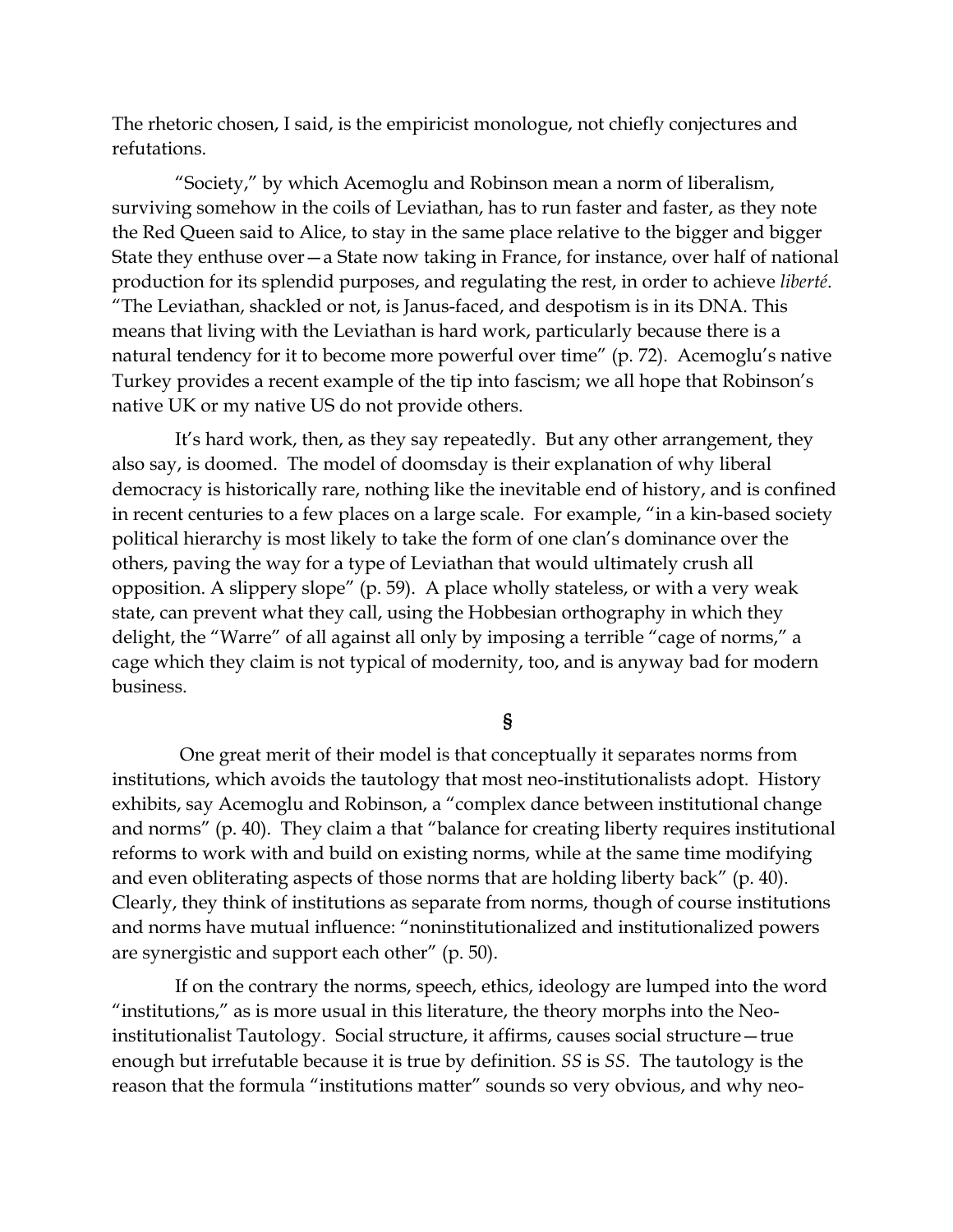The rhetoric chosen, I said, is the empiricist monologue, not chiefly conjectures and refutations.

"Society," by which Acemoglu and Robinson mean a norm of liberalism, surviving somehow in the coils of Leviathan, has to run faster and faster, as they note the Red Queen said to Alice, to stay in the same place relative to the bigger and bigger State they enthuse over—a State now taking in France, for instance, over half of national production for its splendid purposes, and regulating the rest, in order to achieve *liberté*. "The Leviathan, shackled or not, is Janus-faced, and despotism is in its DNA. This means that living with the Leviathan is hard work, particularly because there is a natural tendency for it to become more powerful over time" (p. 72). Acemoglu's native Turkey provides a recent example of the tip into fascism; we all hope that Robinson's native UK or my native US do not provide others.

It's hard work, then, as they say repeatedly. But any other arrangement, they also say, is doomed. The model of doomsday is their explanation of why liberal democracy is historically rare, nothing like the inevitable end of history, and is confined in recent centuries to a few places on a large scale. For example, "in a kin-based society political hierarchy is most likely to take the form of one clan's dominance over the others, paving the way for a type of Leviathan that would ultimately crush all opposition. A slippery slope" (p. 59). A place wholly stateless, or with a very weak state, can prevent what they call, using the Hobbesian orthography in which they delight, the "Warre" of all against all only by imposing a terrible "cage of norms," a cage which they claim is not typical of modernity, too, and is anyway bad for modern business.

§

One great merit of their model is that conceptually it separates norms from institutions, which avoids the tautology that most neo-institutionalists adopt. History exhibits, say Acemoglu and Robinson, a "complex dance between institutional change and norms" (p. 40). They claim a that "balance for creating liberty requires institutional reforms to work with and build on existing norms, while at the same time modifying and even obliterating aspects of those norms that are holding liberty back" (p. 40). Clearly, they think of institutions as separate from norms, though of course institutions and norms have mutual influence: "noninstitutionalized and institutionalized powers are synergistic and support each other" (p. 50).

If on the contrary the norms, speech, ethics, ideology are lumped into the word "institutions," as is more usual in this literature, the theory morphs into the Neo-institutionalist Tautology. Social structure, it affirms, causes social structure—true enough but irrefutable because it is true by definition. *SS* is *SS*. The tautology is the reason that the formula "institutions matter" sounds so very obvious, and why neo-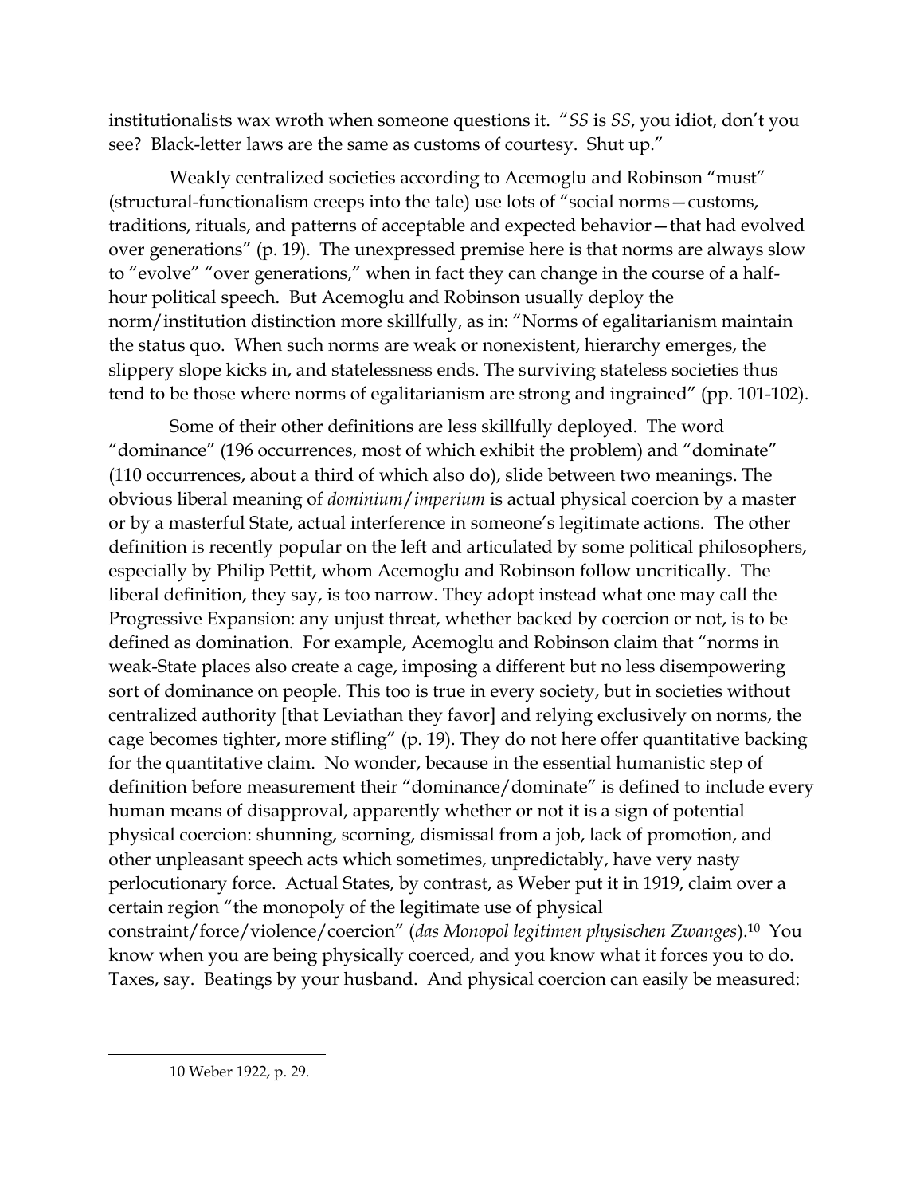institutionalists wax wroth when someone questions it. "*SS* is *SS*, you idiot, don't you see? Black-letter laws are the same as customs of courtesy. Shut up."

Weakly centralized societies according to Acemoglu and Robinson "must" (structural-functionalism creeps into the tale) use lots of "social norms—customs, traditions, rituals, and patterns of acceptable and expected behavior—that had evolved over generations" (p. 19). The unexpressed premise here is that norms are always slow to "evolve" "over generations," when in fact they can change in the course of a half-hour political speech. But Acemoglu and Robinson usually deploy the norm/institution distinction more skillfully, as in: "Norms of egalitarianism maintain the status quo. When such norms are weak or nonexistent, hierarchy emerges, the slippery slope kicks in, and statelessness ends. The surviving stateless societies thus tend to be those where norms of egalitarianism are strong and ingrained" (pp. 101-102).

Some of their other definitions are less skillfully deployed. The word "dominance" (196 occurrences, most of which exhibit the problem) and "dominate" (110 occurrences, about a third of which also do), slide between two meanings. The obvious liberal meaning of *dominium*/*imperium* is actual physical coercion by a master or by a masterful State, actual interference in someone's legitimate actions. The other definition is recently popular on the left and articulated by some political philosophers, especially by Philip Pettit, whom Acemoglu and Robinson follow uncritically. The liberal definition, they say, is too narrow. They adopt instead what one may call the Progressive Expansion: any unjust threat, whether backed by coercion or not, is to be defined as domination. For example, Acemoglu and Robinson claim that "norms in weak-State places also create a cage, imposing a different but no less disempowering sort of dominance on people. This too is true in every society, but in societies without centralized authority [that Leviathan they favor] and relying exclusively on norms, the cage becomes tighter, more stifling" (p. 19). They do not here offer quantitative backing for the quantitative claim. No wonder, because in the essential humanistic step of definition before measurement their "dominance/dominate" is defined to include every human means of disapproval, apparently whether or not it is a sign of potential physical coercion: shunning, scorning, dismissal from a job, lack of promotion, and other unpleasant speech acts which sometimes, unpredictably, have very nasty perlocutionary force. Actual States, by contrast, as Weber put it in 1919, claim over a certain region "the monopoly of the legitimate use of physical constraint/force/violence/coercion" (*das Monopol legitimen physischen Zwanges*).[10] You know when you are being physically coerced, and you know what it forces you to do. Taxes, say. Beatings by your husband. And physical coercion can easily be measured:

10 Weber 1922, p. 29.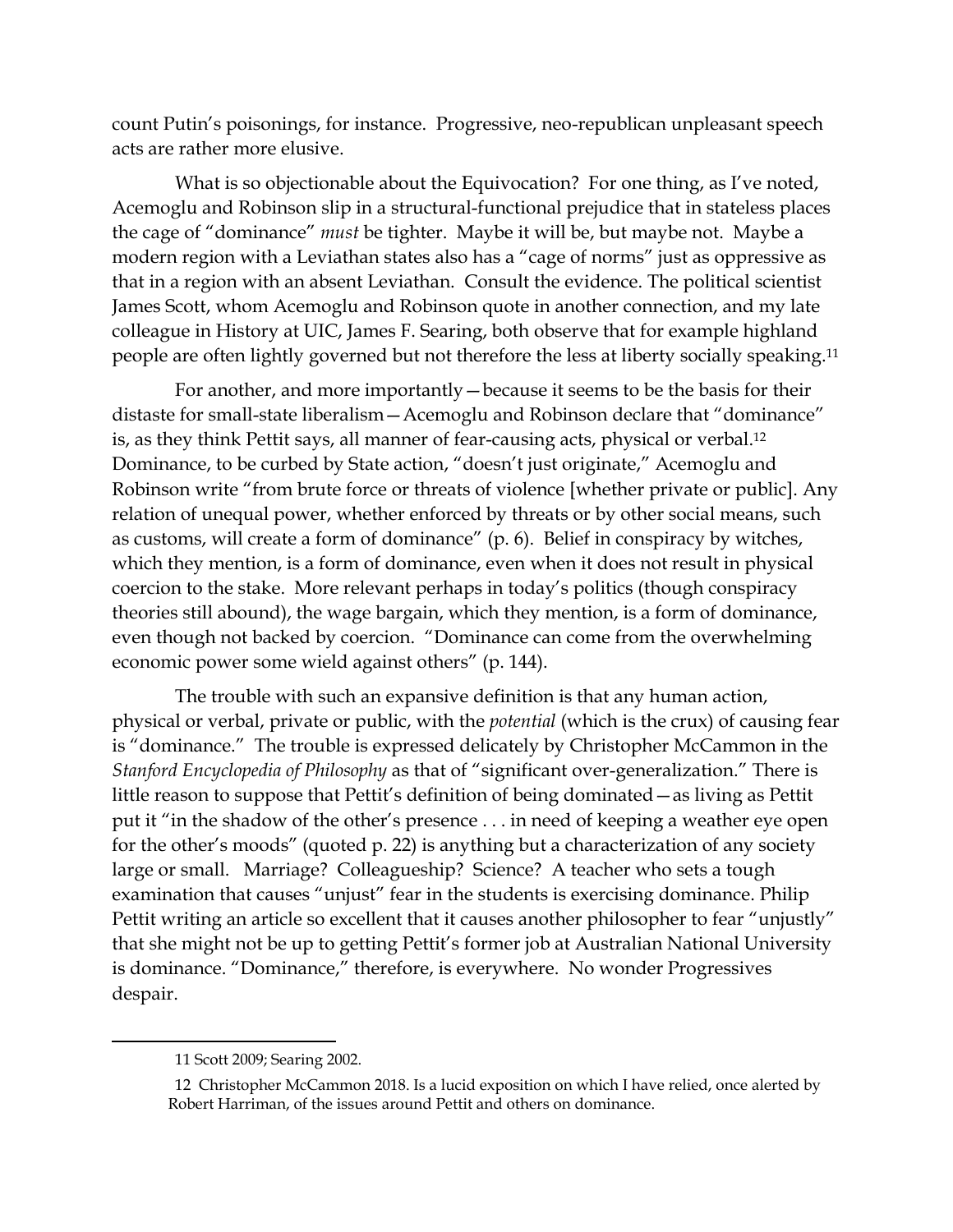count Putin's poisonings, for instance. Progressive, neo-republican unpleasant speech acts are rather more elusive.

What is so objectionable about the Equivocation? For one thing, as I've noted, Acemoglu and Robinson slip in a structural-functional prejudice that in stateless places the cage of "dominance" *must* be tighter. Maybe it will be, but maybe not. Maybe a modern region with a Leviathan states also has a "cage of norms" just as oppressive as that in a region with an absent Leviathan. Consult the evidence. The political scientist James Scott, whom Acemoglu and Robinson quote in another connection, and my late colleague in History at UIC, James F. Searing, both observe that for example highland people are often lightly governed but not therefore the less at liberty socially speaking.[11]

For another, and more importantly—because it seems to be the basis for their distaste for small-state liberalism—Acemoglu and Robinson declare that "dominance" is, as they think Pettit says, all manner of fear-causing acts, physical or verbal.[12] Dominance, to be curbed by State action, "doesn't just originate," Acemoglu and Robinson write "from brute force or threats of violence [whether private or public]. Any relation of unequal power, whether enforced by threats or by other social means, such as customs, will create a form of dominance" (p. 6). Belief in conspiracy by witches, which they mention, is a form of dominance, even when it does not result in physical coercion to the stake. More relevant perhaps in today's politics (though conspiracy theories still abound), the wage bargain, which they mention, is a form of dominance, even though not backed by coercion. "Dominance can come from the overwhelming economic power some wield against others" (p. 144).

The trouble with such an expansive definition is that any human action, physical or verbal, private or public, with the *potential* (which is the crux) of causing fear is "dominance." The trouble is expressed delicately by Christopher McCammon in the *Stanford Encyclopedia of Philosophy* as that of "significant over-generalization." There is little reason to suppose that Pettit's definition of being dominated—as living as Pettit put it "in the shadow of the other's presence . . . in need of keeping a weather eye open for the other's moods" (quoted p. 22) is anything but a characterization of any society large or small. Marriage? Colleagueship? Science? A teacher who sets a tough examination that causes "unjust" fear in the students is exercising dominance. Philip Pettit writing an article so excellent that it causes another philosopher to fear "unjustly" that she might not be up to getting Pettit's former job at Australian National University is dominance. "Dominance," therefore, is everywhere. No wonder Progressives despair.

---

11 Scott 2009; Searing 2002.

12 Christopher McCammon 2018. Is a lucid exposition on which I have relied, once alerted by Robert Harriman, of the issues around Pettit and others on dominance.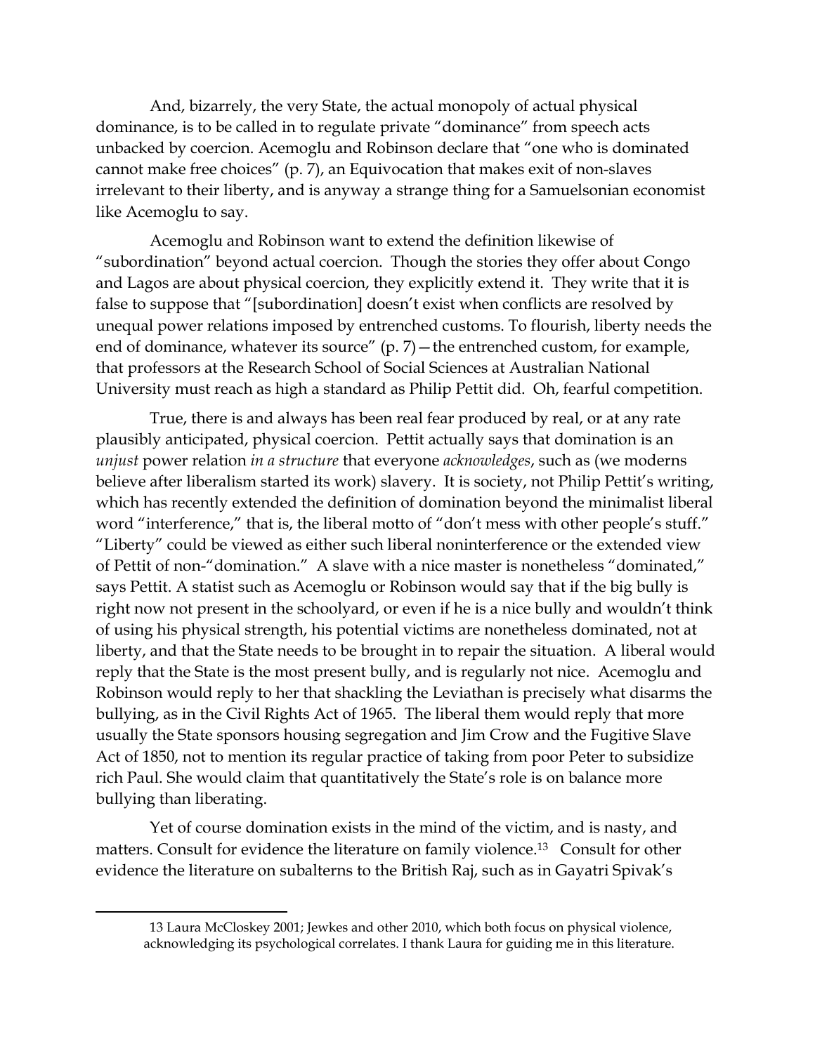And, bizarrely, the very State, the actual monopoly of actual physical dominance, is to be called in to regulate private "dominance" from speech acts unbacked by coercion. Acemoglu and Robinson declare that "one who is dominated cannot make free choices" (p. 7), an Equivocation that makes exit of non-slaves irrelevant to their liberty, and is anyway a strange thing for a Samuelsonian economist like Acemoglu to say.

Acemoglu and Robinson want to extend the definition likewise of "subordination" beyond actual coercion. Though the stories they offer about Congo and Lagos are about physical coercion, they explicitly extend it. They write that it is false to suppose that "[subordination] doesn't exist when conflicts are resolved by unequal power relations imposed by entrenched customs. To flourish, liberty needs the end of dominance, whatever its source" (p. 7)—the entrenched custom, for example, that professors at the Research School of Social Sciences at Australian National University must reach as high a standard as Philip Pettit did. Oh, fearful competition.

True, there is and always has been real fear produced by real, or at any rate plausibly anticipated, physical coercion. Pettit actually says that domination is an *unjust* power relation *in a structure* that everyone *acknowledges*, such as (we moderns believe after liberalism started its work) slavery. It is society, not Philip Pettit's writing, which has recently extended the definition of domination beyond the minimalist liberal word "interference," that is, the liberal motto of "don't mess with other people's stuff." "Liberty" could be viewed as either such liberal noninterference or the extended view of Pettit of non-"domination." A slave with a nice master is nonetheless "dominated," says Pettit. A statist such as Acemoglu or Robinson would say that if the big bully is right now not present in the schoolyard, or even if he is a nice bully and wouldn't think of using his physical strength, his potential victims are nonetheless dominated, not at liberty, and that the State needs to be brought in to repair the situation. A liberal would reply that the State is the most present bully, and is regularly not nice. Acemoglu and Robinson would reply to her that shackling the Leviathan is precisely what disarms the bullying, as in the Civil Rights Act of 1965. The liberal them would reply that more usually the State sponsors housing segregation and Jim Crow and the Fugitive Slave Act of 1850, not to mention its regular practice of taking from poor Peter to subsidize rich Paul. She would claim that quantitatively the State's role is on balance more bullying than liberating.

Yet of course domination exists in the mind of the victim, and is nasty, and matters. Consult for evidence the literature on family violence.[13] Consult for other evidence the literature on subalterns to the British Raj, such as in Gayatri Spivak's

---

13 Laura McCloskey 2001; Jewkes and other 2010, which both focus on physical violence, acknowledging its psychological correlates. I thank Laura for guiding me in this literature.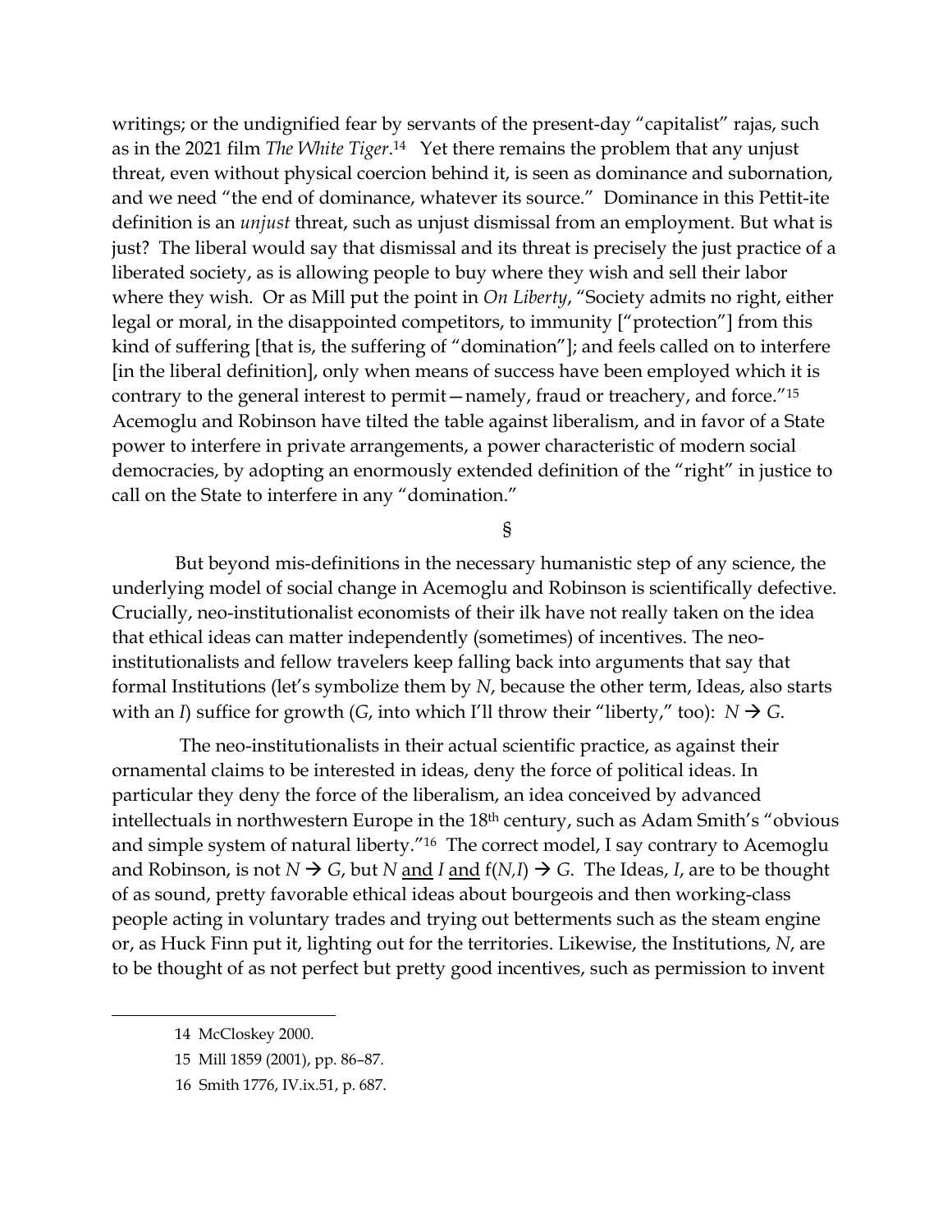writings; or the undignified fear by servants of the present-day "capitalist" rajas, such as in the 2021 film *The White Tiger*.[14] Yet there remains the problem that any unjust threat, even without physical coercion behind it, is seen as dominance and subornation, and we need "the end of dominance, whatever its source." Dominance in this Pettit-ite definition is an *unjust* threat, such as unjust dismissal from an employment. But what is just? The liberal would say that dismissal and its threat is precisely the just practice of a liberated society, as is allowing people to buy where they wish and sell their labor where they wish. Or as Mill put the point in *On Liberty*, "Society admits no right, either legal or moral, in the disappointed competitors, to immunity ["protection"] from this kind of suffering [that is, the suffering of "domination"]; and feels called on to interfere [in the liberal definition], only when means of success have been employed which it is contrary to the general interest to permit—namely, fraud or treachery, and force."[15] Acemoglu and Robinson have tilted the table against liberalism, and in favor of a State power to interfere in private arrangements, a power characteristic of modern social democracies, by adopting an enormously extended definition of the "right" in justice to call on the State to interfere in any "domination."

§

But beyond mis-definitions in the necessary humanistic step of any science, the underlying model of social change in Acemoglu and Robinson is scientifically defective. Crucially, neo-institutionalist economists of their ilk have not really taken on the idea that ethical ideas can matter independently (sometimes) of incentives. The neo-institutionalists and fellow travelers keep falling back into arguments that say that formal Institutions (let's symbolize them by $N$, because the other term, Ideas, also starts with an $I$) suffice for growth ($G$, into which I'll throw their "liberty," too): $N \rightarrow G$.

The neo-institutionalists in their actual scientific practice, as against their ornamental claims to be interested in ideas, deny the force of political ideas. In particular they deny the force of the liberalism, an idea conceived by advanced intellectuals in northwestern Europe in the 18th century, such as Adam Smith's "obvious and simple system of natural liberty."[16] The correct model, I say contrary to Acemoglu and Robinson, is not $N \rightarrow G$, but $N$ <u>and</u> $I$ <u>and</u> $f(N,I) \rightarrow G$. The Ideas, $I$, are to be thought of as sound, pretty favorable ethical ideas about bourgeois and then working-class people acting in voluntary trades and trying out betterments such as the steam engine or, as Huck Finn put it, lighting out for the territories. Likewise, the Institutions, $N$, are to be thought of as not perfect but pretty good incentives, such as permission to invent

14 McCloskey 2000.

15 Mill 1859 (2001), pp. 86–87.

16 Smith 1776, IV.ix.51, p. 687.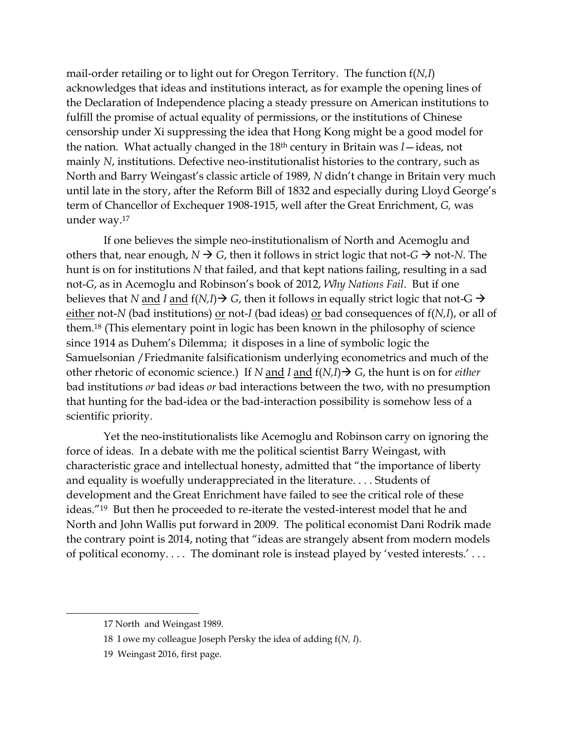mail-order retailing or to light out for Oregon Territory. The function f($N,I$) acknowledges that ideas and institutions interact, as for example the opening lines of the Declaration of Independence placing a steady pressure on American institutions to fulfill the promise of actual equality of permissions, or the institutions of Chinese censorship under Xi suppressing the idea that Hong Kong might be a good model for the nation. What actually changed in the 18th century in Britain was *I*—ideas, not mainly *N*, institutions. Defective neo-institutionalist histories to the contrary, such as North and Barry Weingast's classic article of 1989, *N* didn't change in Britain very much until late in the story, after the Reform Bill of 1832 and especially during Lloyd George's term of Chancellor of Exchequer 1908-1915, well after the Great Enrichment, *G,* was under way.[17]

If one believes the simple neo-institutionalism of North and Acemoglu and others that, near enough, $N \rightarrow G$, then it follows in strict logic that not-$G \rightarrow$ not-$N$. The hunt is on for institutions *N* that failed, and that kept nations failing, resulting in a sad not-*G*, as in Acemoglu and Robinson's book of 2012, *Why Nations Fail*. But if one believes that *N* <u>and</u> *I* <u>and</u> f($N,I$)$\rightarrow G$, then it follows in equally strict logic that not-G $\rightarrow$ <u>either</u> not-*N* (bad institutions) <u>or</u> not-*I* (bad ideas) <u>or</u> bad consequences of f($N,I$), or all of them.[18] (This elementary point in logic has been known in the philosophy of science since 1914 as Duhem's Dilemma; it disposes in a line of symbolic logic the Samuelsonian /Friedmanite falsificationism underlying econometrics and much of the other rhetoric of economic science.) If *N* <u>and</u> *I* <u>and</u> f($N,I$)$\rightarrow G$, the hunt is on for *either* bad institutions *or* bad ideas *or* bad interactions between the two, with no presumption that hunting for the bad-idea or the bad-interaction possibility is somehow less of a scientific priority.

Yet the neo-institutionalists like Acemoglu and Robinson carry on ignoring the force of ideas. In a debate with me the political scientist Barry Weingast, with characteristic grace and intellectual honesty, admitted that "the importance of liberty and equality is woefully underappreciated in the literature. . . . Students of development and the Great Enrichment have failed to see the critical role of these ideas."[19] But then he proceeded to re-iterate the vested-interest model that he and North and John Wallis put forward in 2009. The political economist Dani Rodrik made the contrary point is 2014, noting that "ideas are strangely absent from modern models of political economy. . . . The dominant role is instead played by 'vested interests.' . . .

---

17 North and Weingast 1989.

18 I owe my colleague Joseph Persky the idea of adding f($N, I$).

19 Weingast 2016, first page.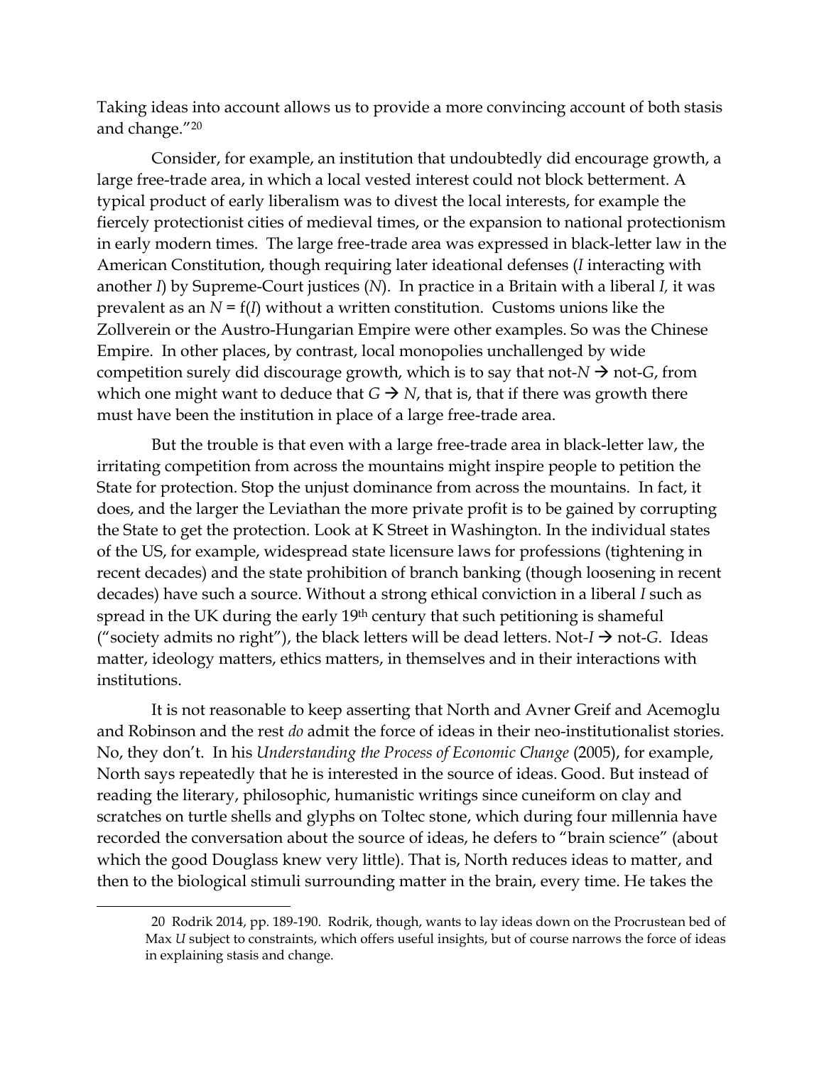Taking ideas into account allows us to provide a more convincing account of both stasis and change."[20]

Consider, for example, an institution that undoubtedly did encourage growth, a large free-trade area, in which a local vested interest could not block betterment. A typical product of early liberalism was to divest the local interests, for example the fiercely protectionist cities of medieval times, or the expansion to national protectionism in early modern times. The large free-trade area was expressed in black-letter law in the American Constitution, though requiring later ideational defenses (*I* interacting with another *I*) by Supreme-Court justices (*N*). In practice in a Britain with a liberal *I,* it was prevalent as an $N = f(I)$ without a written constitution. Customs unions like the Zollverein or the Austro-Hungarian Empire were other examples. So was the Chinese Empire. In other places, by contrast, local monopolies unchallenged by wide competition surely did discourage growth, which is to say that not-$N \rightarrow$ not-$G$, from which one might want to deduce that $G \rightarrow N$, that is, that if there was growth there must have been the institution in place of a large free-trade area.

But the trouble is that even with a large free-trade area in black-letter law, the irritating competition from across the mountains might inspire people to petition the State for protection. Stop the unjust dominance from across the mountains. In fact, it does, and the larger the Leviathan the more private profit is to be gained by corrupting the State to get the protection. Look at K Street in Washington. In the individual states of the US, for example, widespread state licensure laws for professions (tightening in recent decades) and the state prohibition of branch banking (though loosening in recent decades) have such a source. Without a strong ethical conviction in a liberal *I* such as spread in the UK during the early 19th century that such petitioning is shameful ("society admits no right"), the black letters will be dead letters. Not-$I \rightarrow$ not-$G$. Ideas matter, ideology matters, ethics matters, in themselves and in their interactions with institutions.

It is not reasonable to keep asserting that North and Avner Greif and Acemoglu and Robinson and the rest *do* admit the force of ideas in their neo-institutionalist stories. No, they don't. In his *Understanding the Process of Economic Change* (2005), for example, North says repeatedly that he is interested in the source of ideas. Good. But instead of reading the literary, philosophic, humanistic writings since cuneiform on clay and scratches on turtle shells and glyphs on Toltec stone, which during four millennia have recorded the conversation about the source of ideas, he defers to "brain science" (about which the good Douglass knew very little). That is, North reduces ideas to matter, and then to the biological stimuli surrounding matter in the brain, every time. He takes the

---

20 Rodrik 2014, pp. 189-190. Rodrik, though, wants to lay ideas down on the Procrustean bed of Max *U* subject to constraints, which offers useful insights, but of course narrows the force of ideas in explaining stasis and change.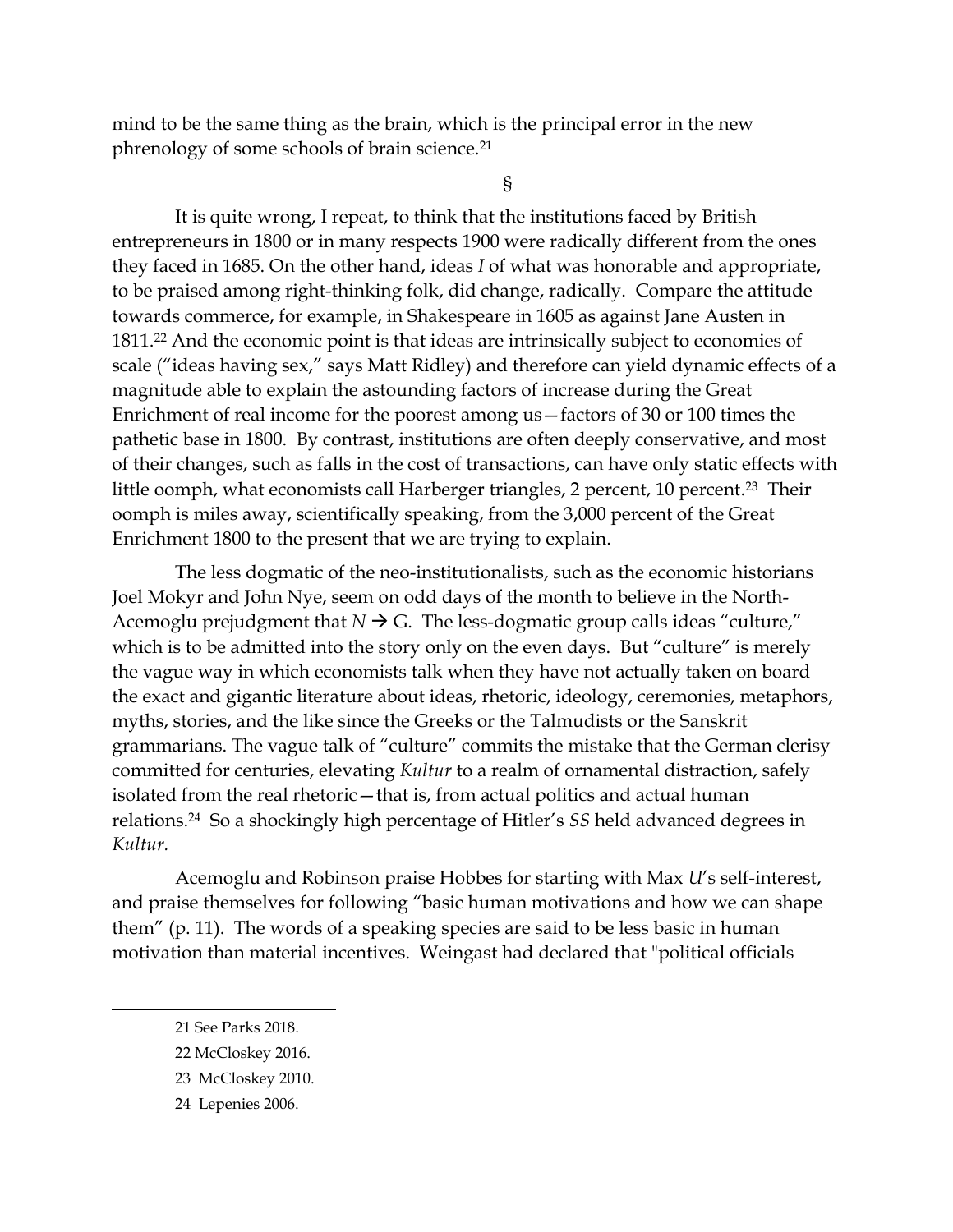mind to be the same thing as the brain, which is the principal error in the new phrenology of some schools of brain science.[21]

§

It is quite wrong, I repeat, to think that the institutions faced by British entrepreneurs in 1800 or in many respects 1900 were radically different from the ones they faced in 1685. On the other hand, ideas *I* of what was honorable and appropriate, to be praised among right-thinking folk, did change, radically. Compare the attitude towards commerce, for example, in Shakespeare in 1605 as against Jane Austen in 1811.[22] And the economic point is that ideas are intrinsically subject to economies of scale ("ideas having sex," says Matt Ridley) and therefore can yield dynamic effects of a magnitude able to explain the astounding factors of increase during the Great Enrichment of real income for the poorest among us—factors of 30 or 100 times the pathetic base in 1800. By contrast, institutions are often deeply conservative, and most of their changes, such as falls in the cost of transactions, can have only static effects with little oomph, what economists call Harberger triangles, 2 percent, 10 percent.[23] Their oomph is miles away, scientifically speaking, from the 3,000 percent of the Great Enrichment 1800 to the present that we are trying to explain.

The less dogmatic of the neo-institutionalists, such as the economic historians Joel Mokyr and John Nye, seem on odd days of the month to believe in the North-Acemoglu prejudgment that $N \rightarrow G$. The less-dogmatic group calls ideas "culture," which is to be admitted into the story only on the even days. But "culture" is merely the vague way in which economists talk when they have not actually taken on board the exact and gigantic literature about ideas, rhetoric, ideology, ceremonies, metaphors, myths, stories, and the like since the Greeks or the Talmudists or the Sanskrit grammarians. The vague talk of "culture" commits the mistake that the German clerisy committed for centuries, elevating *Kultur* to a realm of ornamental distraction, safely isolated from the real rhetoric—that is, from actual politics and actual human relations.[24] So a shockingly high percentage of Hitler's *SS* held advanced degrees in *Kultur.*

Acemoglu and Robinson praise Hobbes for starting with Max *U*'s self-interest, and praise themselves for following "basic human motivations and how we can shape them" (p. 11). The words of a speaking species are said to be less basic in human motivation than material incentives. Weingast had declared that "political officials

---

21 See Parks 2018.

22 McCloskey 2016.

23 McCloskey 2010.

24 Lepenies 2006.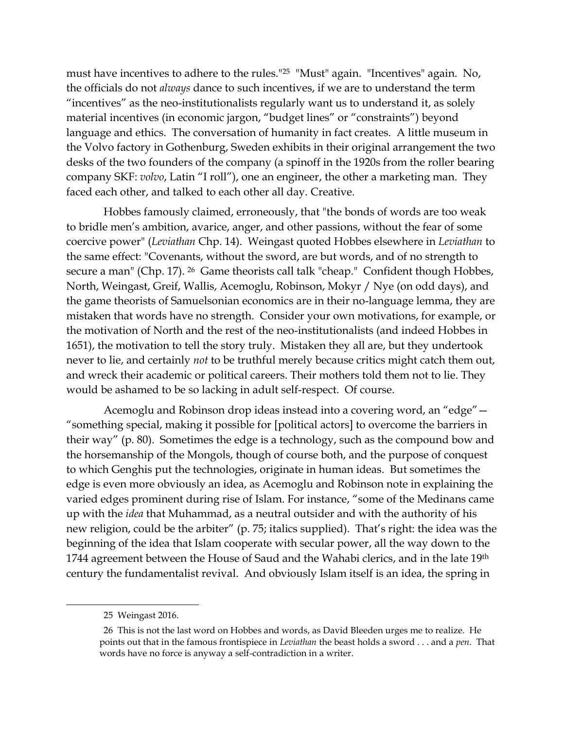must have incentives to adhere to the rules."[25] "Must" again. "Incentives" again. No, the officials do not *always* dance to such incentives, if we are to understand the term "incentives" as the neo-institutionalists regularly want us to understand it, as solely material incentives (in economic jargon, "budget lines" or "constraints") beyond language and ethics. The conversation of humanity in fact creates. A little museum in the Volvo factory in Gothenburg, Sweden exhibits in their original arrangement the two desks of the two founders of the company (a spinoff in the 1920s from the roller bearing company SKF: *volvo*, Latin "I roll"), one an engineer, the other a marketing man. They faced each other, and talked to each other all day. Creative.

Hobbes famously claimed, erroneously, that "the bonds of words are too weak to bridle men's ambition, avarice, anger, and other passions, without the fear of some coercive power" (*Leviathan* Chp. 14). Weingast quoted Hobbes elsewhere in *Leviathan* to the same effect: "Covenants, without the sword, are but words, and of no strength to secure a man" (Chp. 17).[26] Game theorists call talk "cheap." Confident though Hobbes, North, Weingast, Greif, Wallis, Acemoglu, Robinson, Mokyr / Nye (on odd days), and the game theorists of Samuelsonian economics are in their no-language lemma, they are mistaken that words have no strength. Consider your own motivations, for example, or the motivation of North and the rest of the neo-institutionalists (and indeed Hobbes in 1651), the motivation to tell the story truly. Mistaken they all are, but they undertook never to lie, and certainly *not* to be truthful merely because critics might catch them out, and wreck their academic or political careers. Their mothers told them not to lie. They would be ashamed to be so lacking in adult self-respect. Of course.

Acemoglu and Robinson drop ideas instead into a covering word, an "edge"—"something special, making it possible for [political actors] to overcome the barriers in their way" (p. 80). Sometimes the edge is a technology, such as the compound bow and the horsemanship of the Mongols, though of course both, and the purpose of conquest to which Genghis put the technologies, originate in human ideas. But sometimes the edge is even more obviously an idea, as Acemoglu and Robinson note in explaining the varied edges prominent during rise of Islam. For instance, "some of the Medinans came up with the *idea* that Muhammad, as a neutral outsider and with the authority of his new religion, could be the arbiter" (p. 75; italics supplied). That's right: the idea was the beginning of the idea that Islam cooperate with secular power, all the way down to the 1744 agreement between the House of Saud and the Wahabi clerics, and in the late 19th century the fundamentalist revival. And obviously Islam itself is an idea, the spring in

---

25 Weingast 2016.

26 This is not the last word on Hobbes and words, as David Bleeden urges me to realize. He points out that in the famous frontispiece in *Leviathan* the beast holds a sword . . . and a *pen*. That words have no force is anyway a self-contradiction in a writer.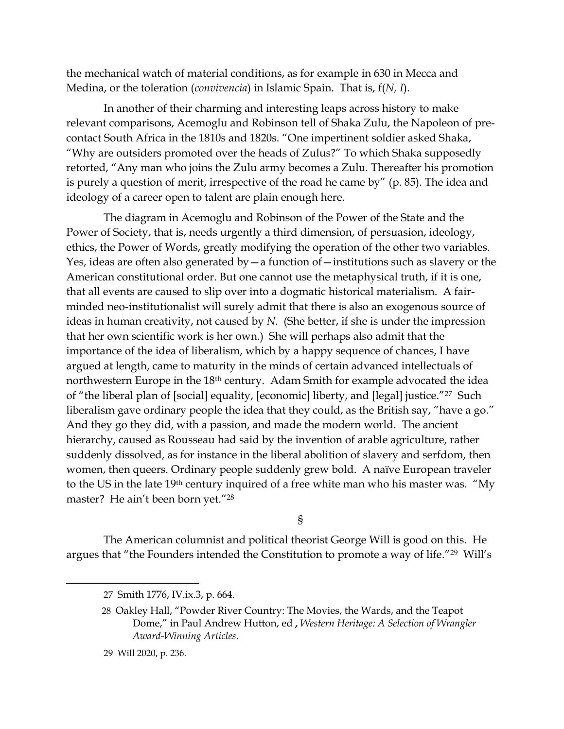the mechanical watch of material conditions, as for example in 630 in Mecca and Medina, or the toleration (*convivencia*) in Islamic Spain. That is, f(*N, I*).

In another of their charming and interesting leaps across history to make relevant comparisons, Acemoglu and Robinson tell of Shaka Zulu, the Napoleon of pre-contact South Africa in the 1810s and 1820s. "One impertinent soldier asked Shaka, "Why are outsiders promoted over the heads of Zulus?" To which Shaka supposedly retorted, "Any man who joins the Zulu army becomes a Zulu. Thereafter his promotion is purely a question of merit, irrespective of the road he came by" (p. 85). The idea and ideology of a career open to talent are plain enough here.

The diagram in Acemoglu and Robinson of the Power of the State and the Power of Society, that is, needs urgently a third dimension, of persuasion, ideology, ethics, the Power of Words, greatly modifying the operation of the other two variables. Yes, ideas are often also generated by—a function of—institutions such as slavery or the American constitutional order. But one cannot use the metaphysical truth, if it is one, that all events are caused to slip over into a dogmatic historical materialism. A fair-minded neo-institutionalist will surely admit that there is also an exogenous source of ideas in human creativity, not caused by *N*. (She better, if she is under the impression that her own scientific work is her own.) She will perhaps also admit that the importance of the idea of liberalism, which by a happy sequence of chances, I have argued at length, came to maturity in the minds of certain advanced intellectuals of northwestern Europe in the 18th century. Adam Smith for example advocated the idea of "the liberal plan of [social] equality, [economic] liberty, and [legal] justice."[27] Such liberalism gave ordinary people the idea that they could, as the British say, "have a go." And they go they did, with a passion, and made the modern world. The ancient hierarchy, caused as Rousseau had said by the invention of arable agriculture, rather suddenly dissolved, as for instance in the liberal abolition of slavery and serfdom, then women, then queers. Ordinary people suddenly grew bold. A naïve European traveler to the US in the late 19th century inquired of a free white man who his master was. "My master? He ain't been born yet."[28]

§

The American columnist and political theorist George Will is good on this. He argues that "the Founders intended the Constitution to promote a way of life."[29] Will's

---

27 Smith 1776, IV.ix.3, p. 664.

28 Oakley Hall, "Powder River Country: The Movies, the Wards, and the Teapot Dome," in Paul Andrew Hutton, ed , *Western Heritage: A Selection of Wrangler Award-Winning Articles*.

29 Will 2020, p. 236.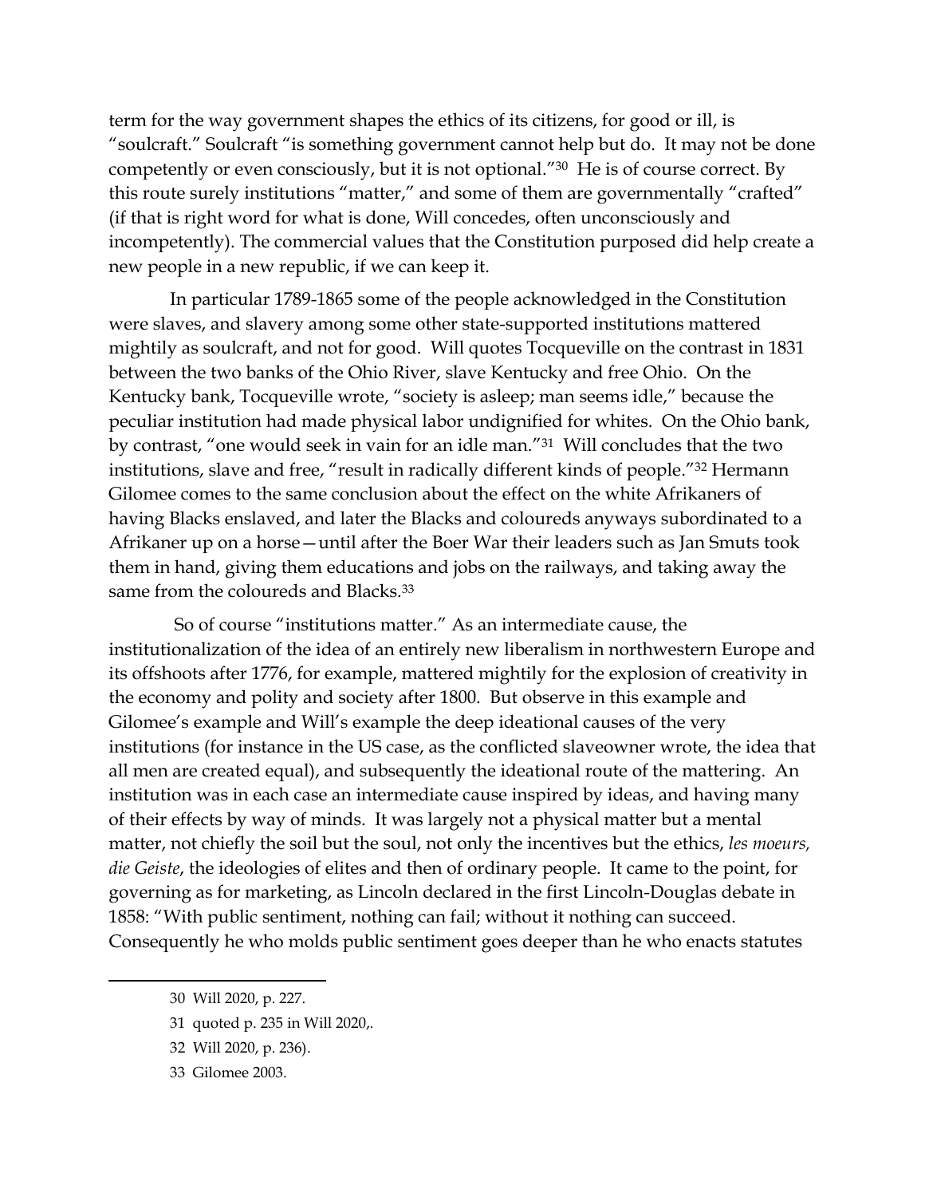term for the way government shapes the ethics of its citizens, for good or ill, is "soulcraft." Soulcraft "is something government cannot help but do. It may not be done competently or even consciously, but it is not optional."[30] He is of course correct. By this route surely institutions "matter," and some of them are governmentally "crafted" (if that is right word for what is done, Will concedes, often unconsciously and incompetently). The commercial values that the Constitution purposed did help create a new people in a new republic, if we can keep it.

In particular 1789-1865 some of the people acknowledged in the Constitution were slaves, and slavery among some other state-supported institutions mattered mightily as soulcraft, and not for good. Will quotes Tocqueville on the contrast in 1831 between the two banks of the Ohio River, slave Kentucky and free Ohio. On the Kentucky bank, Tocqueville wrote, "society is asleep; man seems idle," because the peculiar institution had made physical labor undignified for whites. On the Ohio bank, by contrast, "one would seek in vain for an idle man."[31] Will concludes that the two institutions, slave and free, "result in radically different kinds of people."[32] Hermann Gilomee comes to the same conclusion about the effect on the white Afrikaners of having Blacks enslaved, and later the Blacks and coloureds anyways subordinated to a Afrikaner up on a horse—until after the Boer War their leaders such as Jan Smuts took them in hand, giving them educations and jobs on the railways, and taking away the same from the coloureds and Blacks.[33]

So of course "institutions matter." As an intermediate cause, the institutionalization of the idea of an entirely new liberalism in northwestern Europe and its offshoots after 1776, for example, mattered mightily for the explosion of creativity in the economy and polity and society after 1800. But observe in this example and Gilomee's example and Will's example the deep ideational causes of the very institutions (for instance in the US case, as the conflicted slaveowner wrote, the idea that all men are created equal), and subsequently the ideational route of the mattering. An institution was in each case an intermediate cause inspired by ideas, and having many of their effects by way of minds. It was largely not a physical matter but a mental matter, not chiefly the soil but the soul, not only the incentives but the ethics, *les moeurs, die Geiste*, the ideologies of elites and then of ordinary people. It came to the point, for governing as for marketing, as Lincoln declared in the first Lincoln-Douglas debate in 1858: "With public sentiment, nothing can fail; without it nothing can succeed. Consequently he who molds public sentiment goes deeper than he who enacts statutes

---

30 Will 2020, p. 227.

31 quoted p. 235 in Will 2020,.

32 Will 2020, p. 236).

33 Gilomee 2003.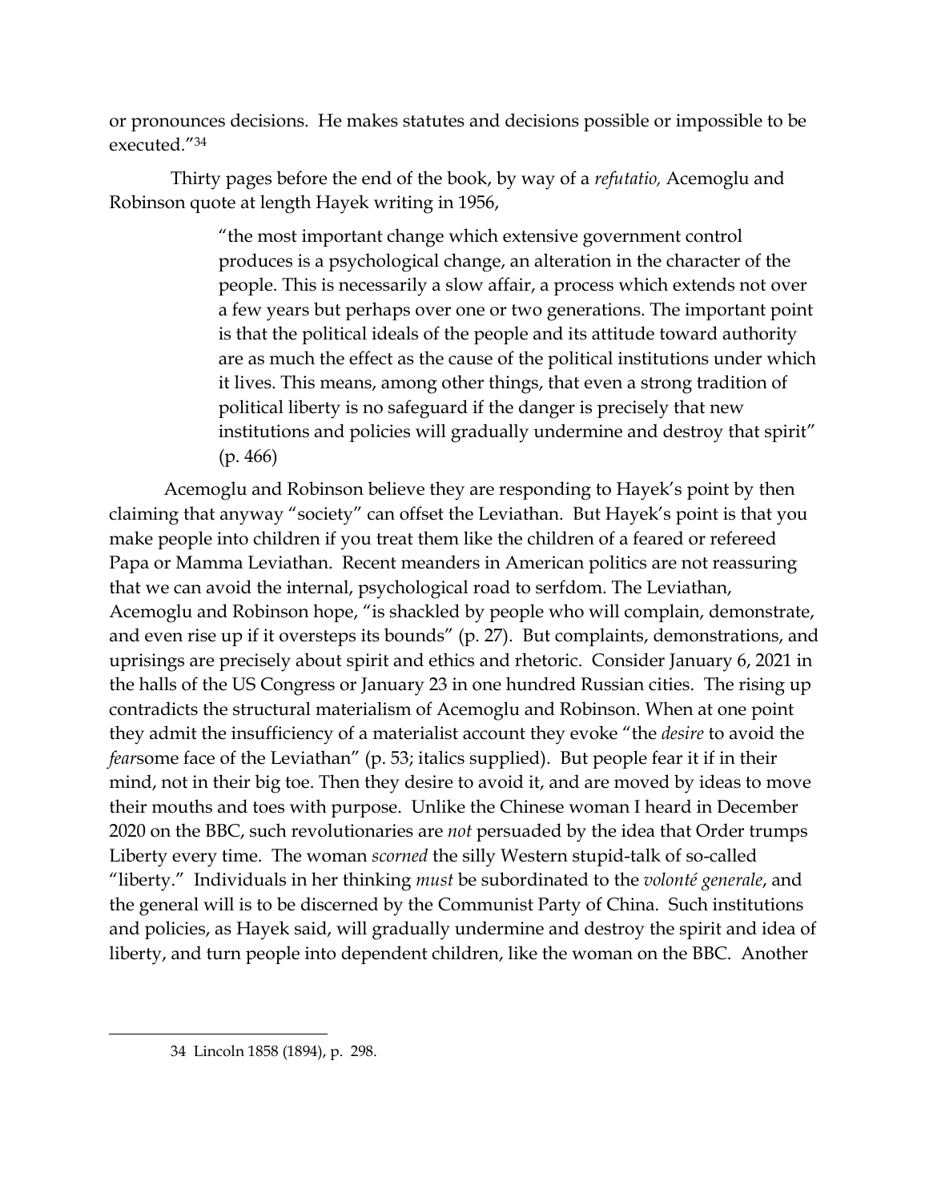or pronounces decisions. He makes statutes and decisions possible or impossible to be executed."[34]

Thirty pages before the end of the book, by way of a *refutatio,* Acemoglu and Robinson quote at length Hayek writing in 1956,

> "the most important change which extensive government control produces is a psychological change, an alteration in the character of the people. This is necessarily a slow affair, a process which extends not over a few years but perhaps over one or two generations. The important point is that the political ideals of the people and its attitude toward authority are as much the effect as the cause of the political institutions under which it lives. This means, among other things, that even a strong tradition of political liberty is no safeguard if the danger is precisely that new institutions and policies will gradually undermine and destroy that spirit" (p. 466)

Acemoglu and Robinson believe they are responding to Hayek's point by then claiming that anyway "society" can offset the Leviathan. But Hayek's point is that you make people into children if you treat them like the children of a feared or refereed Papa or Mamma Leviathan. Recent meanders in American politics are not reassuring that we can avoid the internal, psychological road to serfdom. The Leviathan, Acemoglu and Robinson hope, "is shackled by people who will complain, demonstrate, and even rise up if it oversteps its bounds" (p. 27). But complaints, demonstrations, and uprisings are precisely about spirit and ethics and rhetoric. Consider January 6, 2021 in the halls of the US Congress or January 23 in one hundred Russian cities. The rising up contradicts the structural materialism of Acemoglu and Robinson. When at one point they admit the insufficiency of a materialist account they evoke "the *desire* to avoid the *fear*some face of the Leviathan" (p. 53; italics supplied). But people fear it if in their mind, not in their big toe. Then they desire to avoid it, and are moved by ideas to move their mouths and toes with purpose. Unlike the Chinese woman I heard in December 2020 on the BBC, such revolutionaries are *not* persuaded by the idea that Order trumps Liberty every time. The woman *scorned* the silly Western stupid-talk of so-called "liberty." Individuals in her thinking *must* be subordinated to the *volonté generale*, and the general will is to be discerned by the Communist Party of China. Such institutions and policies, as Hayek said, will gradually undermine and destroy the spirit and idea of liberty, and turn people into dependent children, like the woman on the BBC. Another

---

34 Lincoln 1858 (1894), p. 298.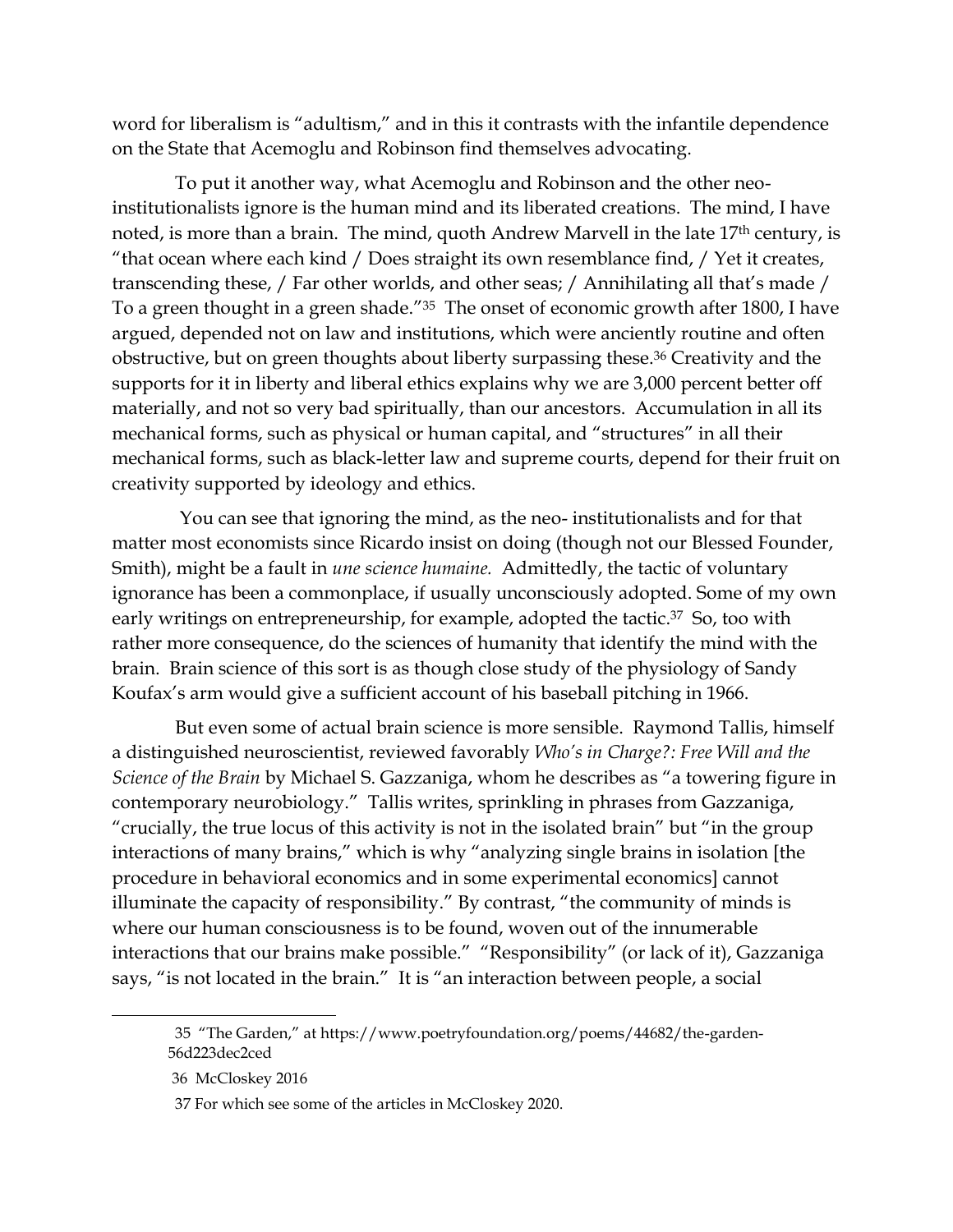word for liberalism is "adultism," and in this it contrasts with the infantile dependence on the State that Acemoglu and Robinson find themselves advocating.

To put it another way, what Acemoglu and Robinson and the other neo-institutionalists ignore is the human mind and its liberated creations. The mind, I have noted, is more than a brain. The mind, quoth Andrew Marvell in the late 17th century, is "that ocean where each kind / Does straight its own resemblance find, / Yet it creates, transcending these, / Far other worlds, and other seas; / Annihilating all that's made / To a green thought in a green shade."[35] The onset of economic growth after 1800, I have argued, depended not on law and institutions, which were anciently routine and often obstructive, but on green thoughts about liberty surpassing these.[36] Creativity and the supports for it in liberty and liberal ethics explains why we are 3,000 percent better off materially, and not so very bad spiritually, than our ancestors. Accumulation in all its mechanical forms, such as physical or human capital, and "structures" in all their mechanical forms, such as black-letter law and supreme courts, depend for their fruit on creativity supported by ideology and ethics.

You can see that ignoring the mind, as the neo- institutionalists and for that matter most economists since Ricardo insist on doing (though not our Blessed Founder, Smith), might be a fault in *une science humaine.* Admittedly, the tactic of voluntary ignorance has been a commonplace, if usually unconsciously adopted. Some of my own early writings on entrepreneurship, for example, adopted the tactic.[37] So, too with rather more consequence, do the sciences of humanity that identify the mind with the brain. Brain science of this sort is as though close study of the physiology of Sandy Koufax's arm would give a sufficient account of his baseball pitching in 1966.

But even some of actual brain science is more sensible. Raymond Tallis, himself a distinguished neuroscientist, reviewed favorably *Who's in Charge?: Free Will and the Science of the Brain* by Michael S. Gazzaniga, whom he describes as "a towering figure in contemporary neurobiology." Tallis writes, sprinkling in phrases from Gazzaniga, "crucially, the true locus of this activity is not in the isolated brain" but "in the group interactions of many brains," which is why "analyzing single brains in isolation [the procedure in behavioral economics and in some experimental economics] cannot illuminate the capacity of responsibility." By contrast, "the community of minds is where our human consciousness is to be found, woven out of the innumerable interactions that our brains make possible." "Responsibility" (or lack of it), Gazzaniga says, "is not located in the brain." It is "an interaction between people, a social

---

35 "The Garden," at https://www.poetryfoundation.org/poems/44682/the-garden-56d223dec2ced

36 McCloskey 2016

37 For which see some of the articles in McCloskey 2020.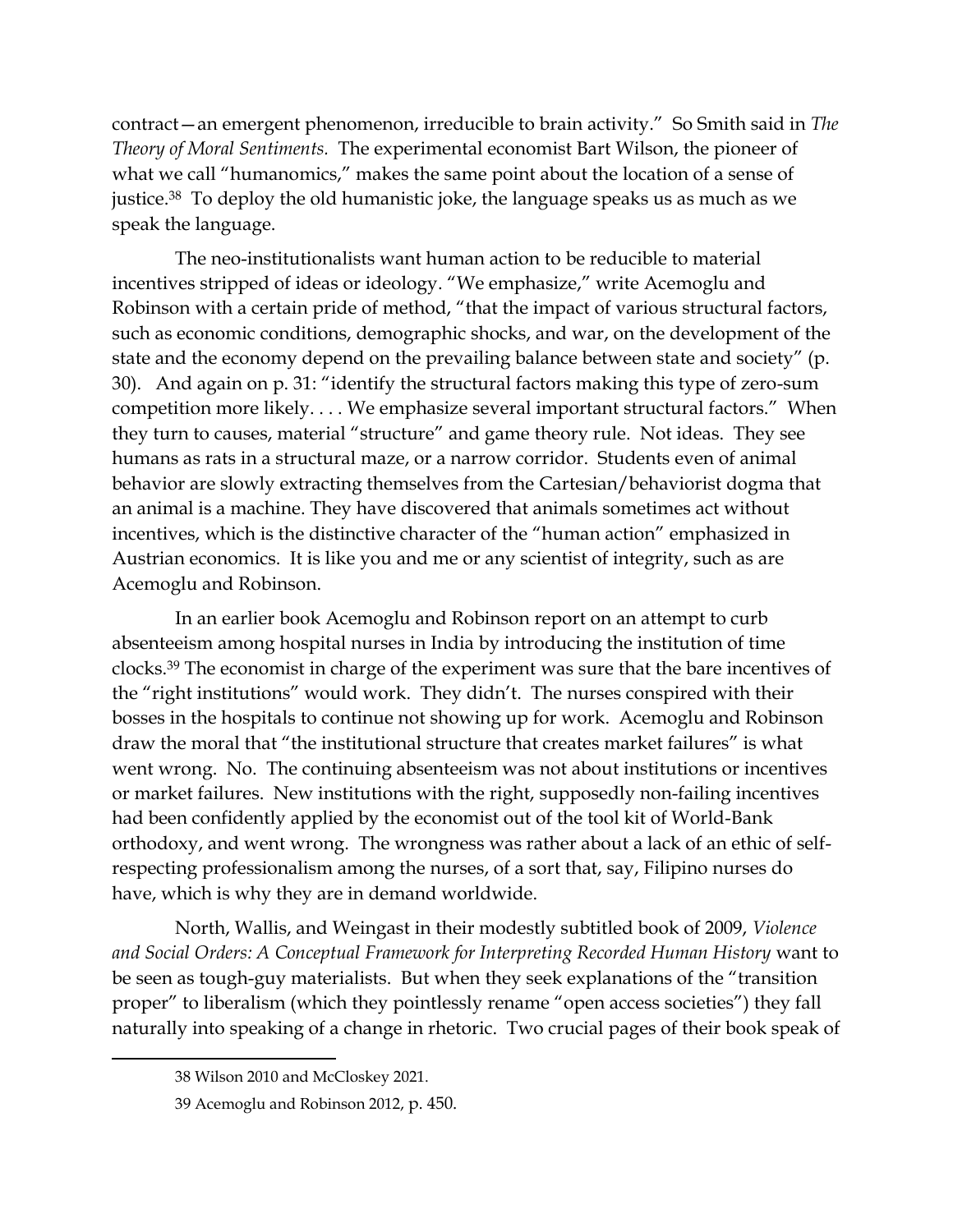contract—an emergent phenomenon, irreducible to brain activity." So Smith said in *The Theory of Moral Sentiments.* The experimental economist Bart Wilson, the pioneer of what we call "humanomics," makes the same point about the location of a sense of justice.[38] To deploy the old humanistic joke, the language speaks us as much as we speak the language.

The neo-institutionalists want human action to be reducible to material incentives stripped of ideas or ideology. "We emphasize," write Acemoglu and Robinson with a certain pride of method, "that the impact of various structural factors, such as economic conditions, demographic shocks, and war, on the development of the state and the economy depend on the prevailing balance between state and society" (p. 30). And again on p. 31: "identify the structural factors making this type of zero-sum competition more likely. . . . We emphasize several important structural factors." When they turn to causes, material "structure" and game theory rule. Not ideas. They see humans as rats in a structural maze, or a narrow corridor. Students even of animal behavior are slowly extracting themselves from the Cartesian/behaviorist dogma that an animal is a machine. They have discovered that animals sometimes act without incentives, which is the distinctive character of the "human action" emphasized in Austrian economics. It is like you and me or any scientist of integrity, such as are Acemoglu and Robinson.

In an earlier book Acemoglu and Robinson report on an attempt to curb absenteeism among hospital nurses in India by introducing the institution of time clocks.[39] The economist in charge of the experiment was sure that the bare incentives of the "right institutions" would work. They didn't. The nurses conspired with their bosses in the hospitals to continue not showing up for work. Acemoglu and Robinson draw the moral that "the institutional structure that creates market failures" is what went wrong. No. The continuing absenteeism was not about institutions or incentives or market failures. New institutions with the right, supposedly non-failing incentives had been confidently applied by the economist out of the tool kit of World-Bank orthodoxy, and went wrong. The wrongness was rather about a lack of an ethic of self-respecting professionalism among the nurses, of a sort that, say, Filipino nurses do have, which is why they are in demand worldwide.

North, Wallis, and Weingast in their modestly subtitled book of 2009, *Violence and Social Orders: A Conceptual Framework for Interpreting Recorded Human History* want to be seen as tough-guy materialists. But when they seek explanations of the "transition proper" to liberalism (which they pointlessly rename "open access societies") they fall naturally into speaking of a change in rhetoric. Two crucial pages of their book speak of

---

38 Wilson 2010 and McCloskey 2021.

39 Acemoglu and Robinson 2012, p. 450.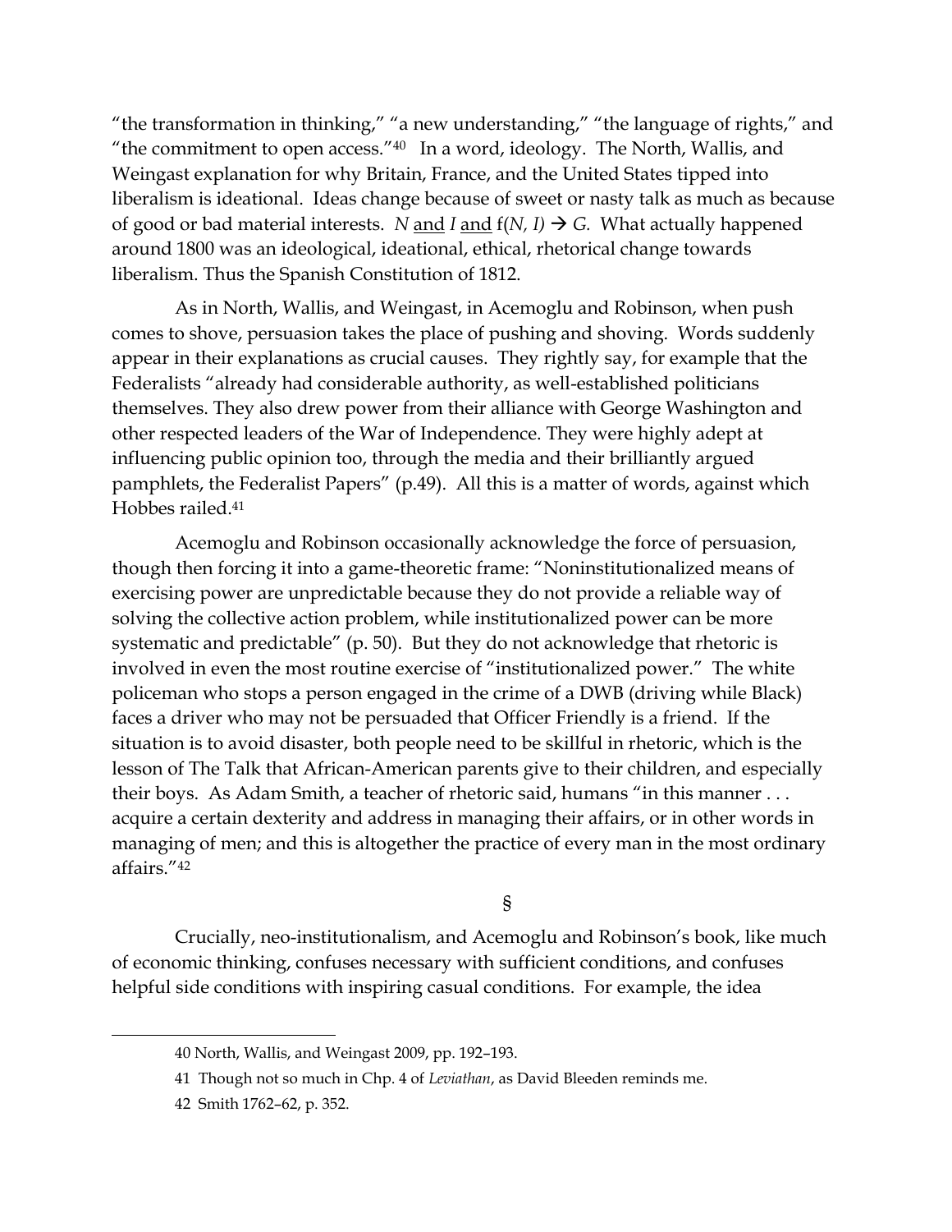"the transformation in thinking," "a new understanding," "the language of rights," and "the commitment to open access."[40] In a word, ideology. The North, Wallis, and Weingast explanation for why Britain, France, and the United States tipped into liberalism is ideational. Ideas change because of sweet or nasty talk as much as because of good or bad material interests. $N$ and $I$ and $f(N, I) \rightarrow G$. What actually happened around 1800 was an ideological, ideational, ethical, rhetorical change towards liberalism. Thus the Spanish Constitution of 1812.

As in North, Wallis, and Weingast, in Acemoglu and Robinson, when push comes to shove, persuasion takes the place of pushing and shoving. Words suddenly appear in their explanations as crucial causes. They rightly say, for example that the Federalists "already had considerable authority, as well-established politicians themselves. They also drew power from their alliance with George Washington and other respected leaders of the War of Independence. They were highly adept at influencing public opinion too, through the media and their brilliantly argued pamphlets, the Federalist Papers" (p.49). All this is a matter of words, against which Hobbes railed.[41]

Acemoglu and Robinson occasionally acknowledge the force of persuasion, though then forcing it into a game-theoretic frame: "Noninstitutionalized means of exercising power are unpredictable because they do not provide a reliable way of solving the collective action problem, while institutionalized power can be more systematic and predictable" (p. 50). But they do not acknowledge that rhetoric is involved in even the most routine exercise of "institutionalized power." The white policeman who stops a person engaged in the crime of a DWB (driving while Black) faces a driver who may not be persuaded that Officer Friendly is a friend. If the situation is to avoid disaster, both people need to be skillful in rhetoric, which is the lesson of The Talk that African-American parents give to their children, and especially their boys. As Adam Smith, a teacher of rhetoric said, humans "in this manner . . . acquire a certain dexterity and address in managing their affairs, or in other words in managing of men; and this is altogether the practice of every man in the most ordinary affairs."[42]

§

Crucially, neo-institutionalism, and Acemoglu and Robinson's book, like much of economic thinking, confuses necessary with sufficient conditions, and confuses helpful side conditions with inspiring casual conditions. For example, the idea

---

40 North, Wallis, and Weingast 2009, pp. 192–193.

41 Though not so much in Chp. 4 of *Leviathan*, as David Bleeden reminds me.

42 Smith 1762–62, p. 352.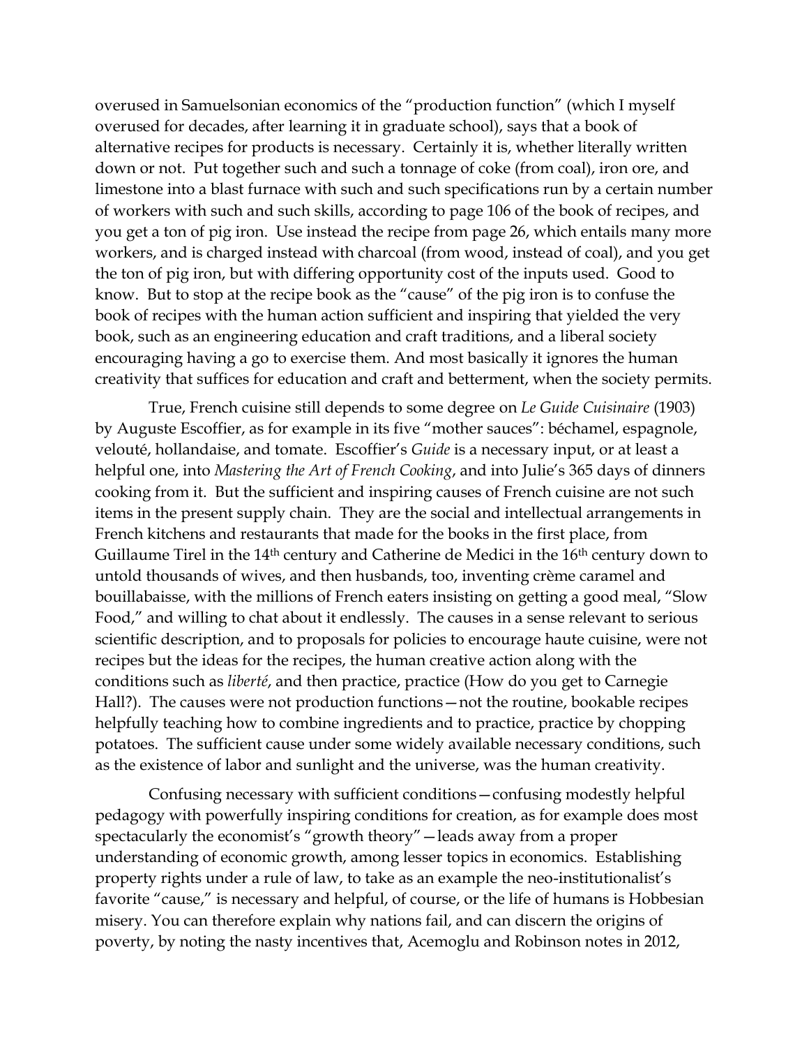overused in Samuelsonian economics of the "production function" (which I myself overused for decades, after learning it in graduate school), says that a book of alternative recipes for products is necessary. Certainly it is, whether literally written down or not. Put together such and such a tonnage of coke (from coal), iron ore, and limestone into a blast furnace with such and such specifications run by a certain number of workers with such and such skills, according to page 106 of the book of recipes, and you get a ton of pig iron. Use instead the recipe from page 26, which entails many more workers, and is charged instead with charcoal (from wood, instead of coal), and you get the ton of pig iron, but with differing opportunity cost of the inputs used. Good to know. But to stop at the recipe book as the "cause" of the pig iron is to confuse the book of recipes with the human action sufficient and inspiring that yielded the very book, such as an engineering education and craft traditions, and a liberal society encouraging having a go to exercise them. And most basically it ignores the human creativity that suffices for education and craft and betterment, when the society permits.

True, French cuisine still depends to some degree on *Le Guide Cuisinaire* (1903) by Auguste Escoffier, as for example in its five "mother sauces": béchamel, espagnole, velouté, hollandaise, and tomate. Escoffier's *Guide* is a necessary input, or at least a helpful one, into *Mastering the Art of French Cooking*, and into Julie's 365 days of dinners cooking from it. But the sufficient and inspiring causes of French cuisine are not such items in the present supply chain. They are the social and intellectual arrangements in French kitchens and restaurants that made for the books in the first place, from Guillaume Tirel in the 14th century and Catherine de Medici in the 16th century down to untold thousands of wives, and then husbands, too, inventing crème caramel and bouillabaisse, with the millions of French eaters insisting on getting a good meal, "Slow Food," and willing to chat about it endlessly. The causes in a sense relevant to serious scientific description, and to proposals for policies to encourage haute cuisine, were not recipes but the ideas for the recipes, the human creative action along with the conditions such as *liberté*, and then practice, practice (How do you get to Carnegie Hall?). The causes were not production functions—not the routine, bookable recipes helpfully teaching how to combine ingredients and to practice, practice by chopping potatoes. The sufficient cause under some widely available necessary conditions, such as the existence of labor and sunlight and the universe, was the human creativity.

Confusing necessary with sufficient conditions—confusing modestly helpful pedagogy with powerfully inspiring conditions for creation, as for example does most spectacularly the economist's "growth theory"—leads away from a proper understanding of economic growth, among lesser topics in economics. Establishing property rights under a rule of law, to take as an example the neo-institutionalist's favorite "cause," is necessary and helpful, of course, or the life of humans is Hobbesian misery. You can therefore explain why nations fail, and can discern the origins of poverty, by noting the nasty incentives that, Acemoglu and Robinson notes in 2012,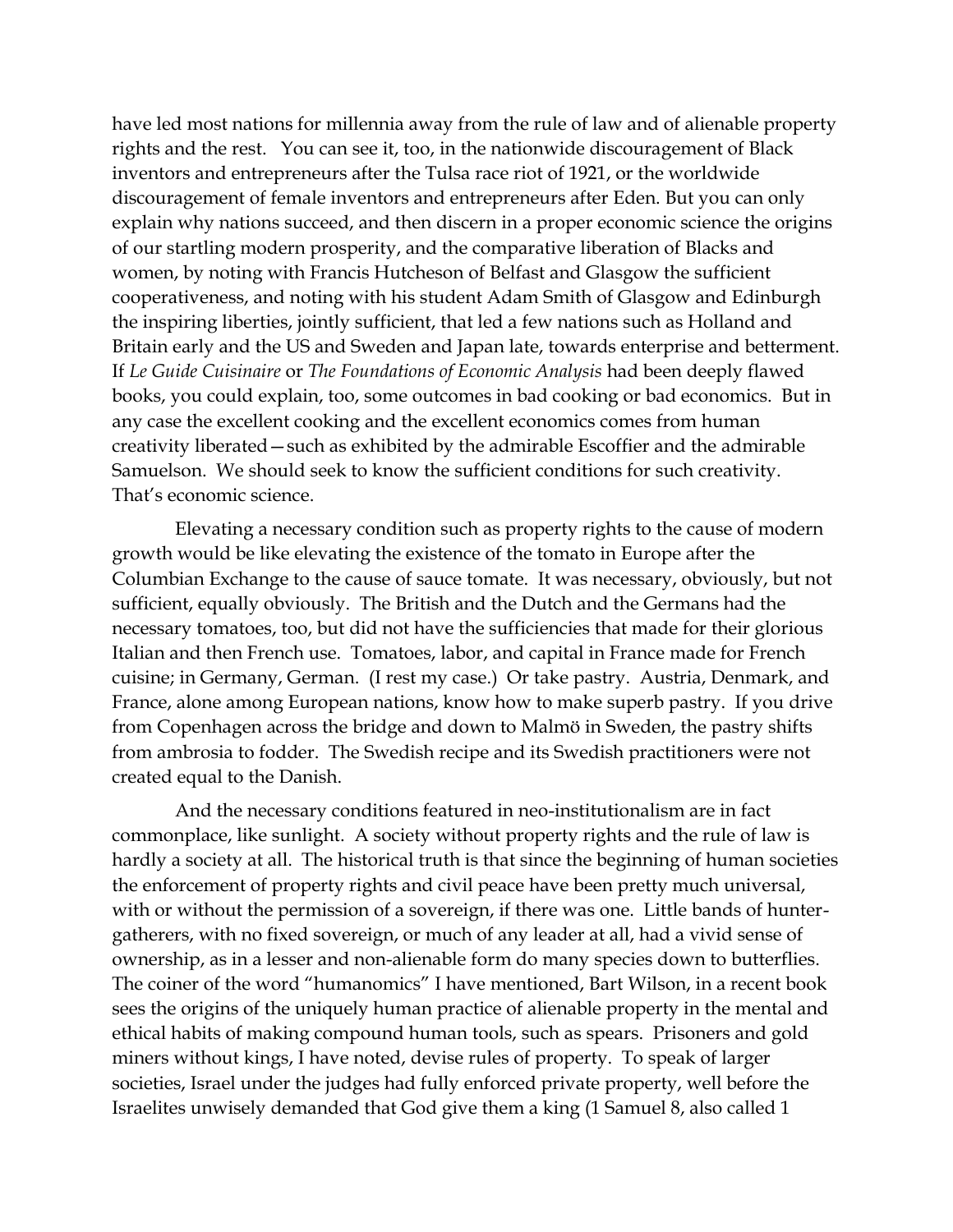have led most nations for millennia away from the rule of law and of alienable property rights and the rest. You can see it, too, in the nationwide discouragement of Black inventors and entrepreneurs after the Tulsa race riot of 1921, or the worldwide discouragement of female inventors and entrepreneurs after Eden. But you can only explain why nations succeed, and then discern in a proper economic science the origins of our startling modern prosperity, and the comparative liberation of Blacks and women, by noting with Francis Hutcheson of Belfast and Glasgow the sufficient cooperativeness, and noting with his student Adam Smith of Glasgow and Edinburgh the inspiring liberties, jointly sufficient, that led a few nations such as Holland and Britain early and the US and Sweden and Japan late, towards enterprise and betterment. If *Le Guide Cuisinaire* or *The Foundations of Economic Analysis* had been deeply flawed books, you could explain, too, some outcomes in bad cooking or bad economics. But in any case the excellent cooking and the excellent economics comes from human creativity liberated—such as exhibited by the admirable Escoffier and the admirable Samuelson. We should seek to know the sufficient conditions for such creativity. That's economic science.

Elevating a necessary condition such as property rights to the cause of modern growth would be like elevating the existence of the tomato in Europe after the Columbian Exchange to the cause of sauce tomate. It was necessary, obviously, but not sufficient, equally obviously. The British and the Dutch and the Germans had the necessary tomatoes, too, but did not have the sufficiencies that made for their glorious Italian and then French use. Tomatoes, labor, and capital in France made for French cuisine; in Germany, German. (I rest my case.) Or take pastry. Austria, Denmark, and France, alone among European nations, know how to make superb pastry. If you drive from Copenhagen across the bridge and down to Malmö in Sweden, the pastry shifts from ambrosia to fodder. The Swedish recipe and its Swedish practitioners were not created equal to the Danish.

And the necessary conditions featured in neo-institutionalism are in fact commonplace, like sunlight. A society without property rights and the rule of law is hardly a society at all. The historical truth is that since the beginning of human societies the enforcement of property rights and civil peace have been pretty much universal, with or without the permission of a sovereign, if there was one. Little bands of hunter-gatherers, with no fixed sovereign, or much of any leader at all, had a vivid sense of ownership, as in a lesser and non-alienable form do many species down to butterflies. The coiner of the word "humanomics" I have mentioned, Bart Wilson, in a recent book sees the origins of the uniquely human practice of alienable property in the mental and ethical habits of making compound human tools, such as spears. Prisoners and gold miners without kings, I have noted, devise rules of property. To speak of larger societies, Israel under the judges had fully enforced private property, well before the Israelites unwisely demanded that God give them a king (1 Samuel 8, also called 1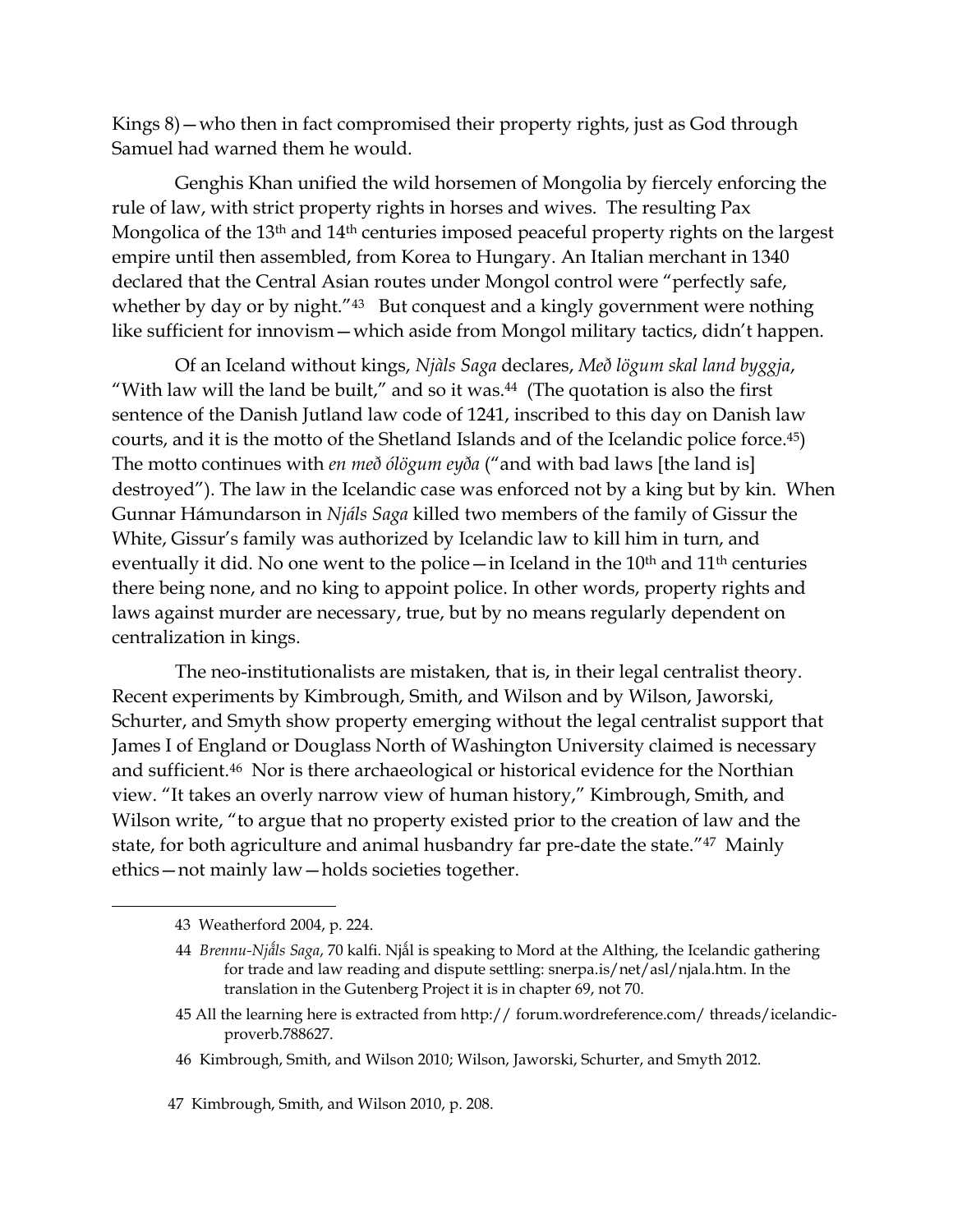Kings 8)—who then in fact compromised their property rights, just as God through Samuel had warned them he would.

Genghis Khan unified the wild horsemen of Mongolia by fiercely enforcing the rule of law, with strict property rights in horses and wives. The resulting Pax Mongolica of the 13th and 14th centuries imposed peaceful property rights on the largest empire until then assembled, from Korea to Hungary. An Italian merchant in 1340 declared that the Central Asian routes under Mongol control were "perfectly safe, whether by day or by night."[43] But conquest and a kingly government were nothing like sufficient for innovism—which aside from Mongol military tactics, didn't happen.

Of an Iceland without kings, *Njàls Saga* declares, *Með lögum skal land byggja*, "With law will the land be built," and so it was.[44] (The quotation is also the first sentence of the Danish Jutland law code of 1241, inscribed to this day on Danish law courts, and it is the motto of the Shetland Islands and of the Icelandic police force.[45]) The motto continues with *en með ólögum eyða* ("and with bad laws [the land is] destroyed"). The law in the Icelandic case was enforced not by a king but by kin. When Gunnar Hámundarson in *Njáls Saga* killed two members of the family of Gissur the White, Gissur's family was authorized by Icelandic law to kill him in turn, and eventually it did. No one went to the police—in Iceland in the 10th and 11th centuries there being none, and no king to appoint police. In other words, property rights and laws against murder are necessary, true, but by no means regularly dependent on centralization in kings.

The neo-institutionalists are mistaken, that is, in their legal centralist theory. Recent experiments by Kimbrough, Smith, and Wilson and by Wilson, Jaworski, Schurter, and Smyth show property emerging without the legal centralist support that James I of England or Douglass North of Washington University claimed is necessary and sufficient.[46] Nor is there archaeological or historical evidence for the Northian view. "It takes an overly narrow view of human history," Kimbrough, Smith, and Wilson write, "to argue that no property existed prior to the creation of law and the state, for both agriculture and animal husbandry far pre-date the state."[47] Mainly ethics—not mainly law—holds societies together.

---

43 Weatherford 2004, p. 224.

44 *Brennu-Njåls Saga*, 70 kalfi. Njål is speaking to Mord at the Althing, the Icelandic gathering for trade and law reading and dispute settling: snerpa.is/net/asl/njala.htm. In the translation in the Gutenberg Project it is in chapter 69, not 70.

45 All the learning here is extracted from http:// forum.wordreference.com/ threads/icelandic-proverb.788627.

46 Kimbrough, Smith, and Wilson 2010; Wilson, Jaworski, Schurter, and Smyth 2012.

47 Kimbrough, Smith, and Wilson 2010, p. 208.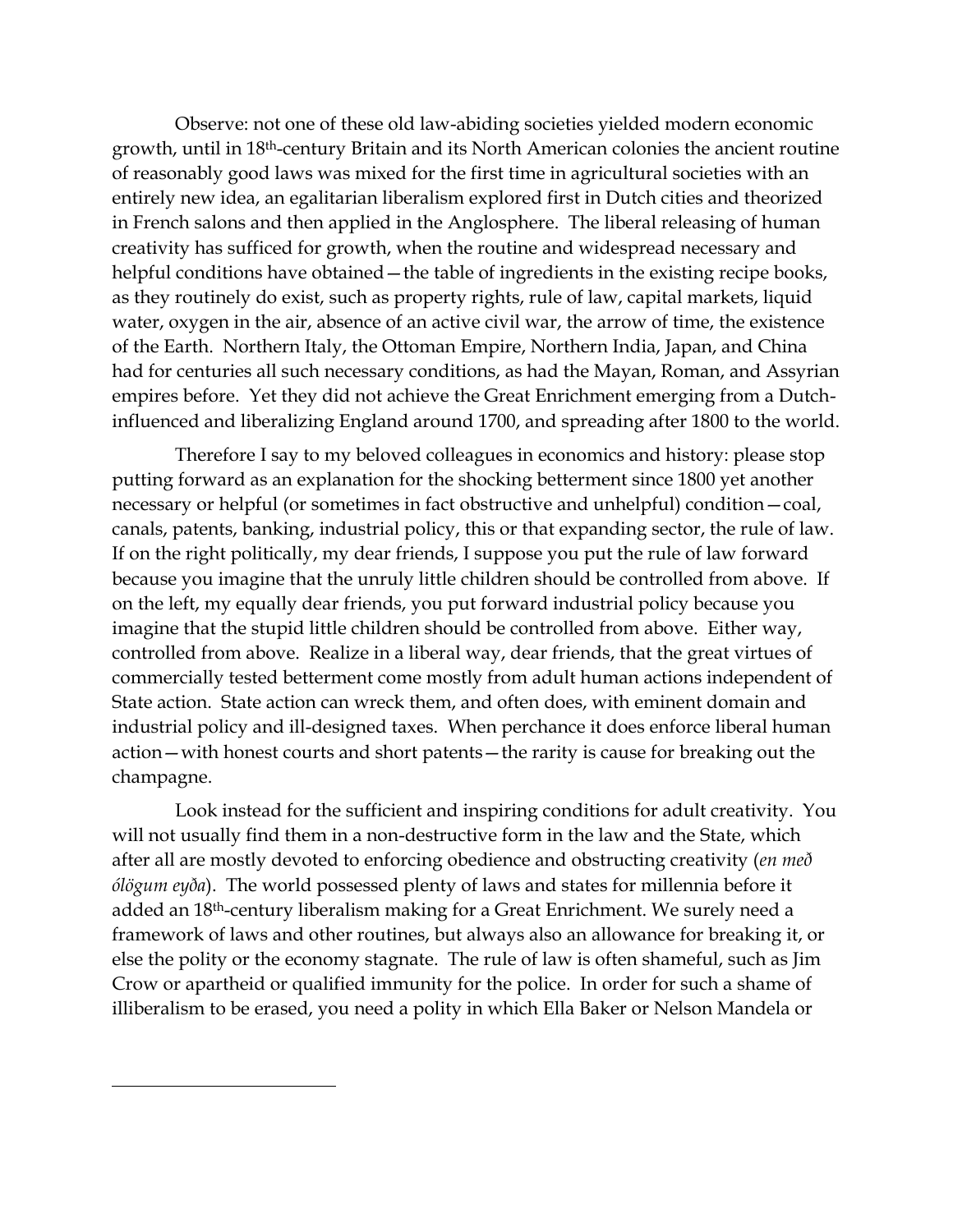Observe: not one of these old law-abiding societies yielded modern economic growth, until in 18th-century Britain and its North American colonies the ancient routine of reasonably good laws was mixed for the first time in agricultural societies with an entirely new idea, an egalitarian liberalism explored first in Dutch cities and theorized in French salons and then applied in the Anglosphere. The liberal releasing of human creativity has sufficed for growth, when the routine and widespread necessary and helpful conditions have obtained—the table of ingredients in the existing recipe books, as they routinely do exist, such as property rights, rule of law, capital markets, liquid water, oxygen in the air, absence of an active civil war, the arrow of time, the existence of the Earth. Northern Italy, the Ottoman Empire, Northern India, Japan, and China had for centuries all such necessary conditions, as had the Mayan, Roman, and Assyrian empires before. Yet they did not achieve the Great Enrichment emerging from a Dutch-influenced and liberalizing England around 1700, and spreading after 1800 to the world.

Therefore I say to my beloved colleagues in economics and history: please stop putting forward as an explanation for the shocking betterment since 1800 yet another necessary or helpful (or sometimes in fact obstructive and unhelpful) condition—coal, canals, patents, banking, industrial policy, this or that expanding sector, the rule of law. If on the right politically, my dear friends, I suppose you put the rule of law forward because you imagine that the unruly little children should be controlled from above. If on the left, my equally dear friends, you put forward industrial policy because you imagine that the stupid little children should be controlled from above. Either way, controlled from above. Realize in a liberal way, dear friends, that the great virtues of commercially tested betterment come mostly from adult human actions independent of State action. State action can wreck them, and often does, with eminent domain and industrial policy and ill-designed taxes. When perchance it does enforce liberal human action—with honest courts and short patents—the rarity is cause for breaking out the champagne.

Look instead for the sufficient and inspiring conditions for adult creativity. You will not usually find them in a non-destructive form in the law and the State, which after all are mostly devoted to enforcing obedience and obstructing creativity (*en með ólögum eyða*). The world possessed plenty of laws and states for millennia before it added an 18th-century liberalism making for a Great Enrichment. We surely need a framework of laws and other routines, but always also an allowance for breaking it, or else the polity or the economy stagnate. The rule of law is often shameful, such as Jim Crow or apartheid or qualified immunity for the police. In order for such a shame of illiberalism to be erased, you need a polity in which Ella Baker or Nelson Mandela or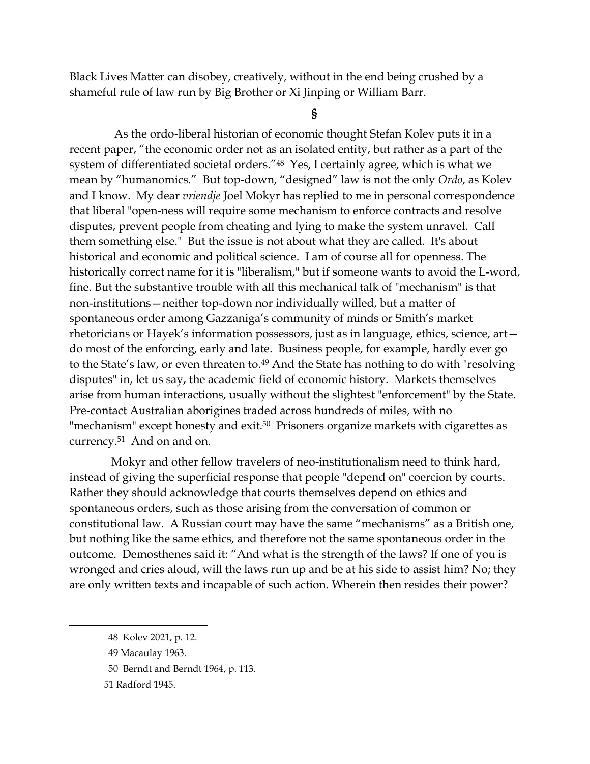Black Lives Matter can disobey, creatively, without in the end being crushed by a shameful rule of law run by Big Brother or Xi Jinping or William Barr.

**§**

As the ordo-liberal historian of economic thought Stefan Kolev puts it in a recent paper, "the economic order not as an isolated entity, but rather as a part of the system of differentiated societal orders."[48] Yes, I certainly agree, which is what we mean by "humanomics." But top-down, "designed" law is not the only *Ordo*, as Kolev and I know. My dear *vriendje* Joel Mokyr has replied to me in personal correspondence that liberal "open-ness will require some mechanism to enforce contracts and resolve disputes, prevent people from cheating and lying to make the system unravel. Call them something else." But the issue is not about what they are called. It's about historical and economic and political science. I am of course all for openness. The historically correct name for it is "liberalism," but if someone wants to avoid the L-word, fine. But the substantive trouble with all this mechanical talk of "mechanism" is that non-institutions—neither top-down nor individually willed, but a matter of spontaneous order among Gazzaniga's community of minds or Smith's market rhetoricians or Hayek's information possessors, just as in language, ethics, science, art—do most of the enforcing, early and late. Business people, for example, hardly ever go to the State's law, or even threaten to.[49] And the State has nothing to do with "resolving disputes" in, let us say, the academic field of economic history. Markets themselves arise from human interactions, usually without the slightest "enforcement" by the State. Pre-contact Australian aborigines traded across hundreds of miles, with no "mechanism" except honesty and exit.[50] Prisoners organize markets with cigarettes as currency.[51] And on and on.

Mokyr and other fellow travelers of neo-institutionalism need to think hard, instead of giving the superficial response that people "depend on" coercion by courts. Rather they should acknowledge that courts themselves depend on ethics and spontaneous orders, such as those arising from the conversation of common or constitutional law. A Russian court may have the same "mechanisms" as a British one, but nothing like the same ethics, and therefore not the same spontaneous order in the outcome. Demosthenes said it: "And what is the strength of the laws? If one of you is wronged and cries aloud, will the laws run up and be at his side to assist him? No; they are only written texts and incapable of such action. Wherein then resides their power?

---

48 Kolev 2021, p. 12.

49 Macaulay 1963.

50 Berndt and Berndt 1964, p. 113.

51 Radford 1945.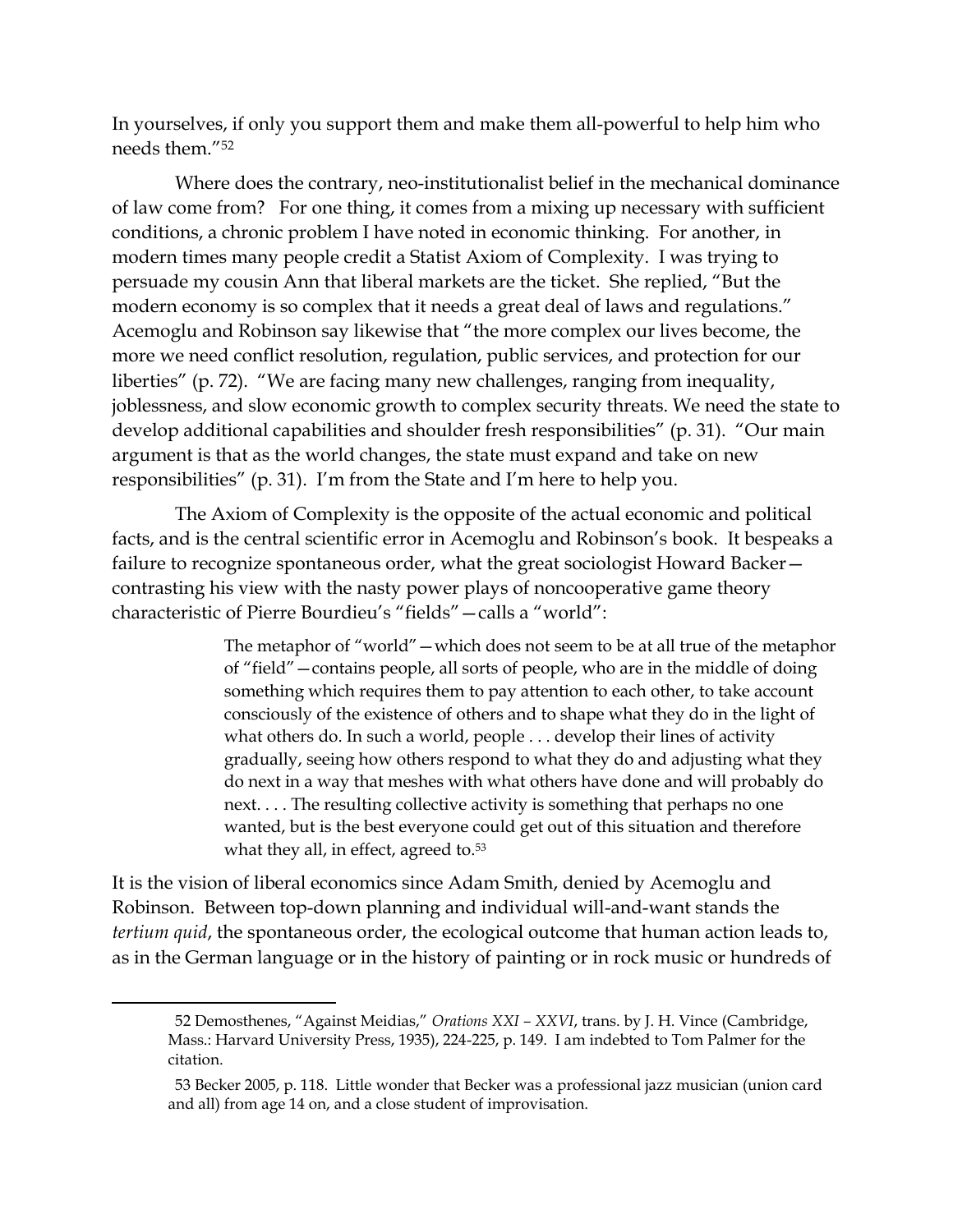In yourselves, if only you support them and make them all-powerful to help him who needs them."[52]

Where does the contrary, neo-institutionalist belief in the mechanical dominance of law come from? For one thing, it comes from a mixing up necessary with sufficient conditions, a chronic problem I have noted in economic thinking. For another, in modern times many people credit a Statist Axiom of Complexity. I was trying to persuade my cousin Ann that liberal markets are the ticket. She replied, "But the modern economy is so complex that it needs a great deal of laws and regulations." Acemoglu and Robinson say likewise that "the more complex our lives become, the more we need conflict resolution, regulation, public services, and protection for our liberties" (p. 72). "We are facing many new challenges, ranging from inequality, joblessness, and slow economic growth to complex security threats. We need the state to develop additional capabilities and shoulder fresh responsibilities" (p. 31). "Our main argument is that as the world changes, the state must expand and take on new responsibilities" (p. 31). I'm from the State and I'm here to help you.

The Axiom of Complexity is the opposite of the actual economic and political facts, and is the central scientific error in Acemoglu and Robinson's book. It bespeaks a failure to recognize spontaneous order, what the great sociologist Howard Backer—contrasting his view with the nasty power plays of noncooperative game theory characteristic of Pierre Bourdieu's "fields"—calls a "world":

> The metaphor of "world"—which does not seem to be at all true of the metaphor of "field"—contains people, all sorts of people, who are in the middle of doing something which requires them to pay attention to each other, to take account consciously of the existence of others and to shape what they do in the light of what others do. In such a world, people . . . develop their lines of activity gradually, seeing how others respond to what they do and adjusting what they do next in a way that meshes with what others have done and will probably do next. . . . The resulting collective activity is something that perhaps no one wanted, but is the best everyone could get out of this situation and therefore what they all, in effect, agreed to.[53]

It is the vision of liberal economics since Adam Smith, denied by Acemoglu and Robinson. Between top-down planning and individual will-and-want stands the *tertium quid*, the spontaneous order, the ecological outcome that human action leads to, as in the German language or in the history of painting or in rock music or hundreds of

---

52 Demosthenes, "Against Meidias," *Orations XXI – XXVI*, trans. by J. H. Vince (Cambridge, Mass.: Harvard University Press, 1935), 224-225, p. 149. I am indebted to Tom Palmer for the citation.

53 Becker 2005, p. 118. Little wonder that Becker was a professional jazz musician (union card and all) from age 14 on, and a close student of improvisation.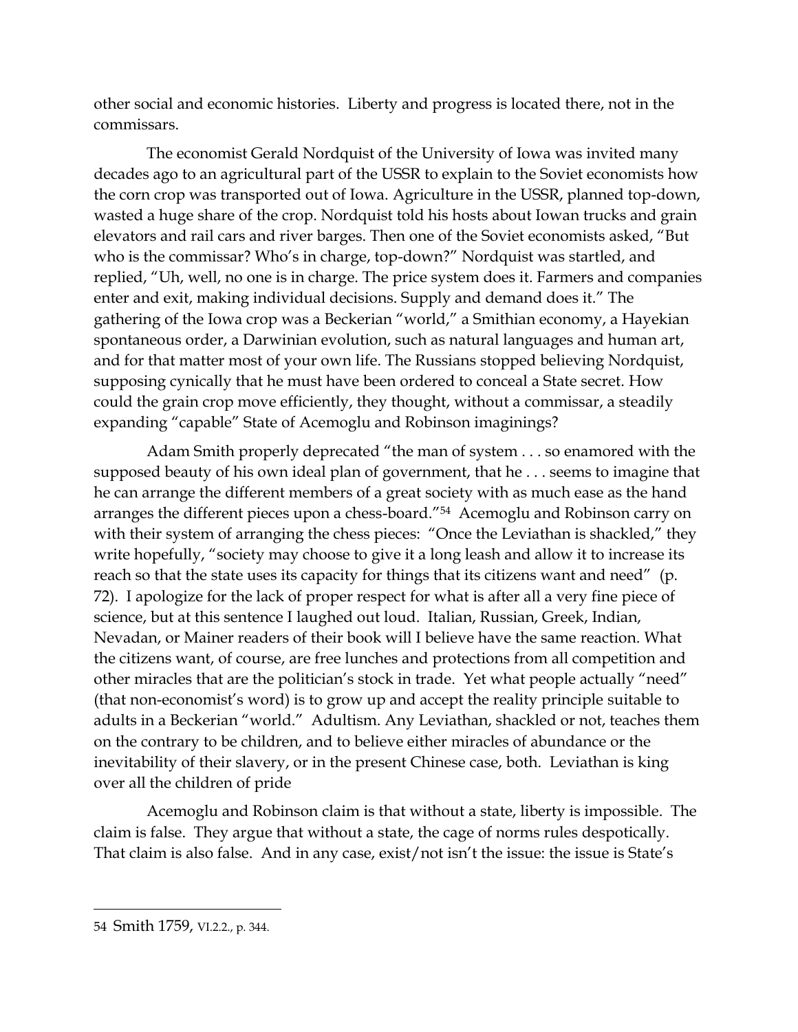other social and economic histories. Liberty and progress is located there, not in the commissars.

The economist Gerald Nordquist of the University of Iowa was invited many decades ago to an agricultural part of the USSR to explain to the Soviet economists how the corn crop was transported out of Iowa. Agriculture in the USSR, planned top-down, wasted a huge share of the crop. Nordquist told his hosts about Iowan trucks and grain elevators and rail cars and river barges. Then one of the Soviet economists asked, "But who is the commissar? Who's in charge, top-down?" Nordquist was startled, and replied, "Uh, well, no one is in charge. The price system does it. Farmers and companies enter and exit, making individual decisions. Supply and demand does it." The gathering of the Iowa crop was a Beckerian "world," a Smithian economy, a Hayekian spontaneous order, a Darwinian evolution, such as natural languages and human art, and for that matter most of your own life. The Russians stopped believing Nordquist, supposing cynically that he must have been ordered to conceal a State secret. How could the grain crop move efficiently, they thought, without a commissar, a steadily expanding "capable" State of Acemoglu and Robinson imaginings?

Adam Smith properly deprecated "the man of system . . . so enamored with the supposed beauty of his own ideal plan of government, that he . . . seems to imagine that he can arrange the different members of a great society with as much ease as the hand arranges the different pieces upon a chess-board."[54] Acemoglu and Robinson carry on with their system of arranging the chess pieces: "Once the Leviathan is shackled," they write hopefully, "society may choose to give it a long leash and allow it to increase its reach so that the state uses its capacity for things that its citizens want and need" (p. 72). I apologize for the lack of proper respect for what is after all a very fine piece of science, but at this sentence I laughed out loud. Italian, Russian, Greek, Indian, Nevadan, or Mainer readers of their book will I believe have the same reaction. What the citizens want, of course, are free lunches and protections from all competition and other miracles that are the politician's stock in trade. Yet what people actually "need" (that non-economist's word) is to grow up and accept the reality principle suitable to adults in a Beckerian "world." Adultism. Any Leviathan, shackled or not, teaches them on the contrary to be children, and to believe either miracles of abundance or the inevitability of their slavery, or in the present Chinese case, both. Leviathan is king over all the children of pride

Acemoglu and Robinson claim is that without a state, liberty is impossible. The claim is false. They argue that without a state, the cage of norms rules despotically. That claim is also false. And in any case, exist/not isn't the issue: the issue is State's

---

54 Smith 1759, VI.2.2., p. 344.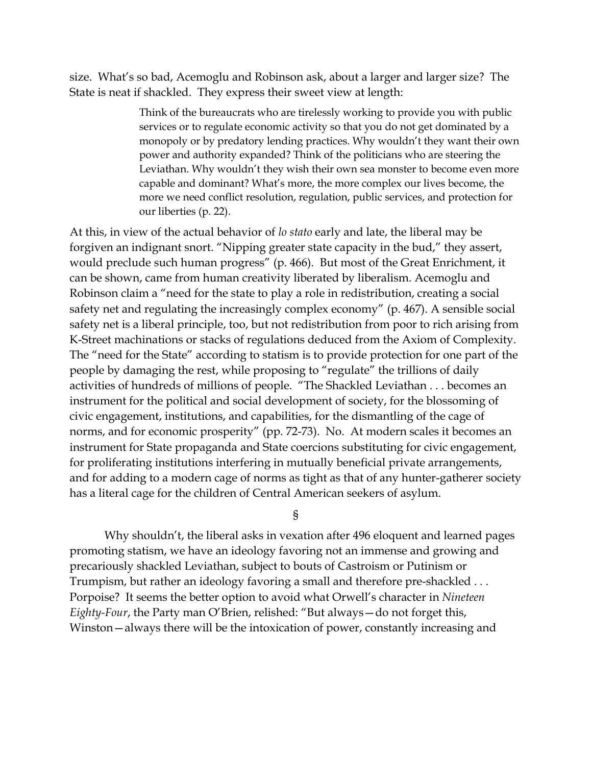size. What's so bad, Acemoglu and Robinson ask, about a larger and larger size? The State is neat if shackled. They express their sweet view at length:

> Think of the bureaucrats who are tirelessly working to provide you with public services or to regulate economic activity so that you do not get dominated by a monopoly or by predatory lending practices. Why wouldn't they want their own power and authority expanded? Think of the politicians who are steering the Leviathan. Why wouldn't they wish their own sea monster to become even more capable and dominant? What's more, the more complex our lives become, the more we need conflict resolution, regulation, public services, and protection for our liberties (p. 22).

At this, in view of the actual behavior of *lo stato* early and late, the liberal may be forgiven an indignant snort. "Nipping greater state capacity in the bud," they assert, would preclude such human progress" (p. 466). But most of the Great Enrichment, it can be shown, came from human creativity liberated by liberalism. Acemoglu and Robinson claim a "need for the state to play a role in redistribution, creating a social safety net and regulating the increasingly complex economy" (p. 467). A sensible social safety net is a liberal principle, too, but not redistribution from poor to rich arising from K-Street machinations or stacks of regulations deduced from the Axiom of Complexity. The "need for the State" according to statism is to provide protection for one part of the people by damaging the rest, while proposing to "regulate" the trillions of daily activities of hundreds of millions of people. "The Shackled Leviathan . . . becomes an instrument for the political and social development of society, for the blossoming of civic engagement, institutions, and capabilities, for the dismantling of the cage of norms, and for economic prosperity" (pp. 72-73). No. At modern scales it becomes an instrument for State propaganda and State coercions substituting for civic engagement, for proliferating institutions interfering in mutually beneficial private arrangements, and for adding to a modern cage of norms as tight as that of any hunter-gatherer society has a literal cage for the children of Central American seekers of asylum.

§

Why shouldn't, the liberal asks in vexation after 496 eloquent and learned pages promoting statism, we have an ideology favoring not an immense and growing and precariously shackled Leviathan, subject to bouts of Castroism or Putinism or Trumpism, but rather an ideology favoring a small and therefore pre-shackled . . . Porpoise? It seems the better option to avoid what Orwell's character in *Nineteen Eighty-Four*, the Party man O'Brien, relished: "But always—do not forget this, Winston—always there will be the intoxication of power, constantly increasing and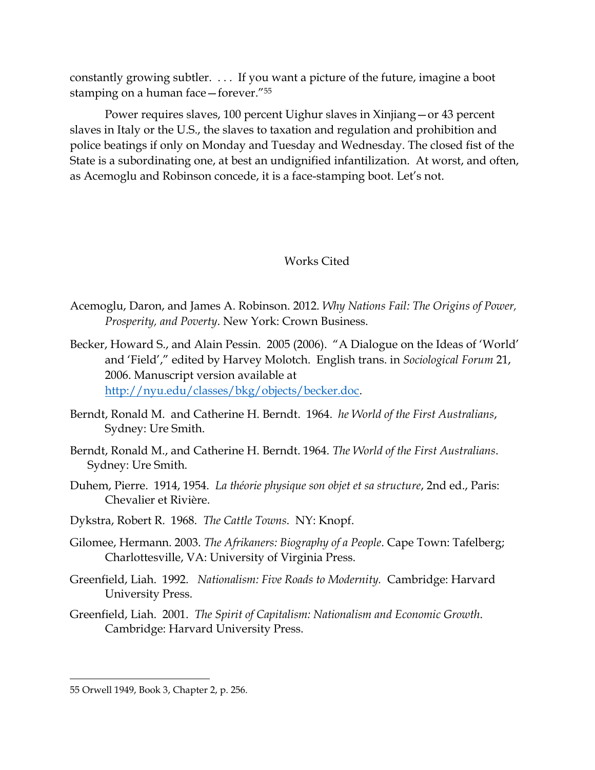constantly growing subtler. . . . If you want a picture of the future, imagine a boot stamping on a human face—forever."[55]

Power requires slaves, 100 percent Uighur slaves in Xinjiang—or 43 percent slaves in Italy or the U.S., the slaves to taxation and regulation and prohibition and police beatings if only on Monday and Tuesday and Wednesday. The closed fist of the State is a subordinating one, at best an undignified infantilization. At worst, and often, as Acemoglu and Robinson concede, it is a face-stamping boot. Let's not.

## Works Cited

Acemoglu, Daron, and James A. Robinson. 2012. *Why Nations Fail: The Origins of Power, Prosperity, and Poverty*. New York: Crown Business.

Becker, Howard S., and Alain Pessin. 2005 (2006). "A Dialogue on the Ideas of 'World' and 'Field'," edited by Harvey Molotch. English trans. in *Sociological Forum* 21, 2006. Manuscript version available at [http://nyu.edu/classes/bkg/objects/becker.doc](http://nyu.edu/classes/bkg/objects/becker.doc).

Berndt, Ronald M. and Catherine H. Berndt. 1964. *he World of the First Australians*, Sydney: Ure Smith.

Berndt, Ronald M., and Catherine H. Berndt. 1964. *The World of the First Australians*. Sydney: Ure Smith.

Duhem, Pierre. 1914, 1954. *La théorie physique son objet et sa structure*, 2nd ed., Paris: Chevalier et Rivière.

Dykstra, Robert R. 1968. *The Cattle Towns*. NY: Knopf.

Gilomee, Hermann. 2003. *The Afrikaners: Biography of a People*. Cape Town: Tafelberg; Charlottesville, VA: University of Virginia Press.

Greenfield, Liah. 1992. *Nationalism: Five Roads to Modernity.* Cambridge: Harvard University Press.

Greenfield, Liah. 2001. *The Spirit of Capitalism: Nationalism and Economic Growth*. Cambridge: Harvard University Press.

---

55 Orwell 1949, Book 3, Chapter 2, p. 256.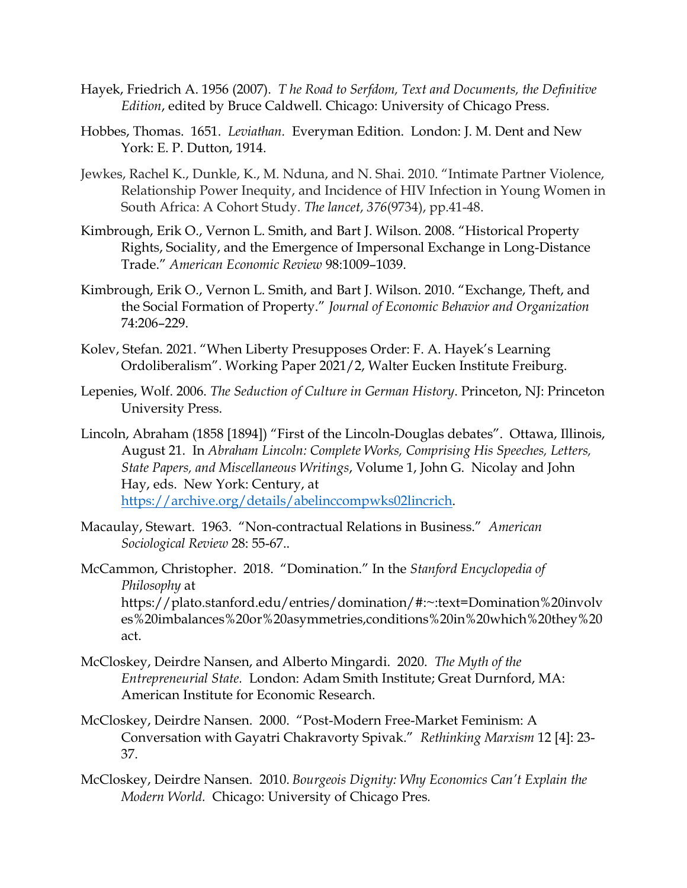Hayek, Friedrich A. 1956 (2007). *T he Road to Serfdom, Text and Documents, the Definitive Edition*, edited by Bruce Caldwell. Chicago: University of Chicago Press.

Hobbes, Thomas. 1651. *Leviathan.* Everyman Edition. London: J. M. Dent and New York: E. P. Dutton, 1914.

Jewkes, Rachel K., Dunkle, K., M. Nduna, and N. Shai. 2010. "Intimate Partner Violence, Relationship Power Inequity, and Incidence of HIV Infection in Young Women in South Africa: A Cohort Study. *The lancet*, *376*(9734), pp.41-48.

Kimbrough, Erik O., Vernon L. Smith, and Bart J. Wilson. 2008. "Historical Property Rights, Sociality, and the Emergence of Impersonal Exchange in Long-Distance Trade." *American Economic Review* 98:1009–1039.

Kimbrough, Erik O., Vernon L. Smith, and Bart J. Wilson. 2010. "Exchange, Theft, and the Social Formation of Property." *Journal of Economic Behavior and Organization* 74:206–229.

Kolev, Stefan. 2021. "When Liberty Presupposes Order: F. A. Hayek's Learning Ordoliberalism". Working Paper 2021/2, Walter Eucken Institute Freiburg.

Lepenies, Wolf. 2006. *The Seduction of Culture in German History*. Princeton, NJ: Princeton University Press.

Lincoln, Abraham (1858 [1894]) "First of the Lincoln-Douglas debates". Ottawa, Illinois, August 21. In *Abraham Lincoln: Complete Works, Comprising His Speeches, Letters, State Papers, and Miscellaneous Writings*, Volume 1, John G. Nicolay and John Hay, eds. New York: Century, at https://archive.org/details/abelinccompwks02lincrich.

Macaulay, Stewart. 1963. "Non-contractual Relations in Business." *American Sociological Review* 28: 55-67..

McCammon, Christopher. 2018. "Domination." In the *Stanford Encyclopedia of Philosophy* at https://plato.stanford.edu/entries/domination/#:~:text=Domination%20involves%20imbalances%20or%20asymmetries,conditions%20in%20which%20they%20act.

McCloskey, Deirdre Nansen, and Alberto Mingardi. 2020. *The Myth of the Entrepreneurial State.* London: Adam Smith Institute; Great Durnford, MA: American Institute for Economic Research.

McCloskey, Deirdre Nansen. 2000. "Post-Modern Free-Market Feminism: A Conversation with Gayatri Chakravorty Spivak." *Rethinking Marxism* 12 [4]: 23-37.

McCloskey, Deirdre Nansen. 2010. *Bourgeois Dignity: Why Economics Can't Explain the Modern World.* Chicago: University of Chicago Pres.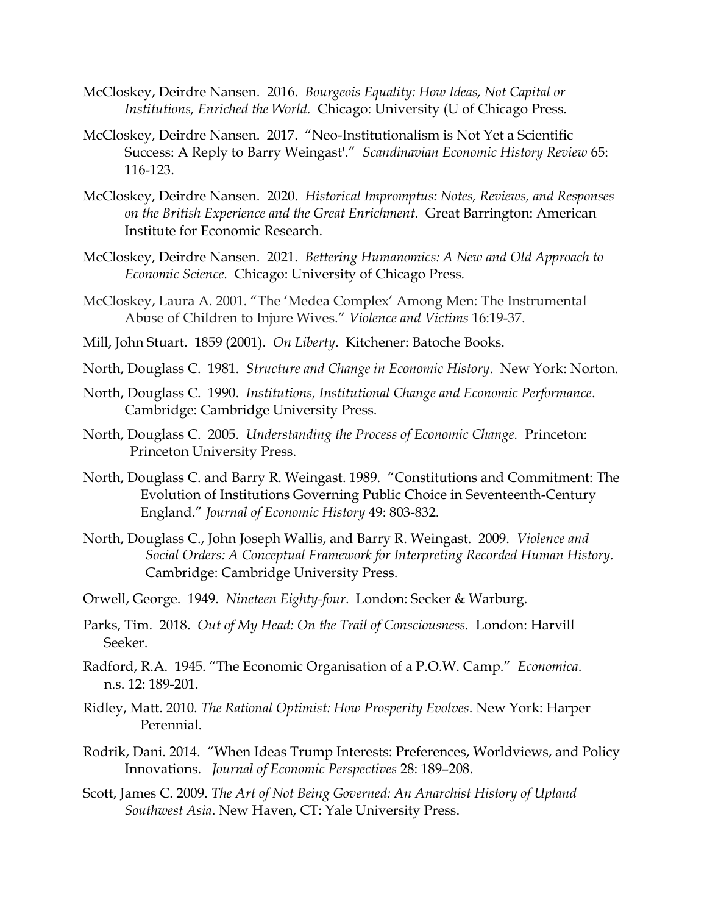McCloskey, Deirdre Nansen. 2016. *Bourgeois Equality: How Ideas, Not Capital or Institutions, Enriched the World.* Chicago: University (U of Chicago Press.

McCloskey, Deirdre Nansen. 2017. "Neo-Institutionalism is Not Yet a Scientific Success: A Reply to Barry Weingast'." *Scandinavian Economic History Review* 65: 116-123.

McCloskey, Deirdre Nansen. 2020. *Historical Impromptus: Notes, Reviews, and Responses on the British Experience and the Great Enrichment.* Great Barrington: American Institute for Economic Research.

McCloskey, Deirdre Nansen. 2021. *Bettering Humanomics: A New and Old Approach to Economic Science.* Chicago: University of Chicago Press.

McCloskey, Laura A. 2001. "The 'Medea Complex' Among Men: The Instrumental Abuse of Children to Injure Wives." *Violence and Victims* 16:19-37.

Mill, John Stuart. 1859 (2001). *On Liberty*. Kitchener: Batoche Books.

North, Douglass C. 1981. *Structure and Change in Economic History*. New York: Norton.

North, Douglass C. 1990. *Institutions, Institutional Change and Economic Performance*. Cambridge: Cambridge University Press.

North, Douglass C. 2005. *Understanding the Process of Economic Change.* Princeton: Princeton University Press.

North, Douglass C. and Barry R. Weingast. 1989. "Constitutions and Commitment: The Evolution of Institutions Governing Public Choice in Seventeenth-Century England." *Journal of Economic History* 49: 803-832.

North, Douglass C., John Joseph Wallis, and Barry R. Weingast. 2009. *Violence and Social Orders: A Conceptual Framework for Interpreting Recorded Human History.* Cambridge: Cambridge University Press.

Orwell, George. 1949. *Nineteen Eighty-four*. London: Secker & Warburg.

Parks, Tim. 2018. *Out of My Head: On the Trail of Consciousness.* London: Harvill Seeker.

Radford, R.A. 1945. "The Economic Organisation of a P.O.W. Camp." *Economica*. n.s. 12: 189-201.

Ridley, Matt. 2010. *The Rational Optimist: How Prosperity Evolves*. New York: Harper Perennial.

Rodrik, Dani. 2014. "When Ideas Trump Interests: Preferences, Worldviews, and Policy Innovations. *Journal of Economic Perspectives* 28: 189–208.

Scott, James C. 2009. *The Art of Not Being Governed: An Anarchist History of Upland Southwest Asia*. New Haven, CT: Yale University Press.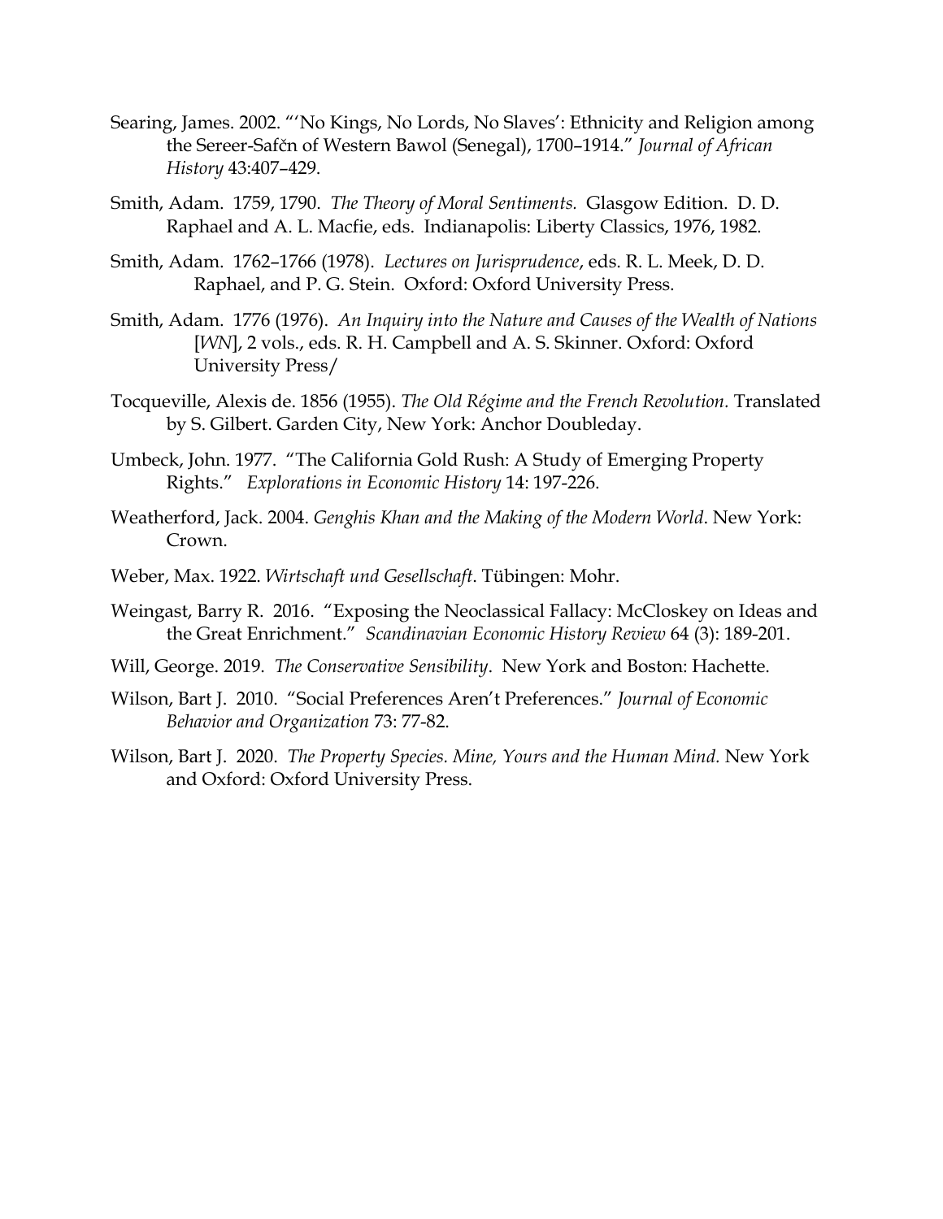Searing, James. 2002. "'No Kings, No Lords, No Slaves': Ethnicity and Religion among the Sereer-Safčn of Western Bawol (Senegal), 1700–1914." *Journal of African History* 43:407–429.

Smith, Adam. 1759, 1790. *The Theory of Moral Sentiments.* Glasgow Edition. D. D. Raphael and A. L. Macfie, eds. Indianapolis: Liberty Classics, 1976, 1982.

Smith, Adam. 1762–1766 (1978). *Lectures on Jurisprudence*, eds. R. L. Meek, D. D. Raphael, and P. G. Stein. Oxford: Oxford University Press.

Smith, Adam. 1776 (1976). *An Inquiry into the Nature and Causes of the Wealth of Nations* [*WN*], 2 vols., eds. R. H. Campbell and A. S. Skinner. Oxford: Oxford University Press/

Tocqueville, Alexis de. 1856 (1955). *The Old Régime and the French Revolution.* Translated by S. Gilbert. Garden City, New York: Anchor Doubleday.

Umbeck, John. 1977. "The California Gold Rush: A Study of Emerging Property Rights." *Explorations in Economic History* 14: 197-226.

Weatherford, Jack. 2004. *Genghis Khan and the Making of the Modern World*. New York: Crown.

Weber, Max. 1922. *Wirtschaft und Gesellschaft*. Tübingen: Mohr.

Weingast, Barry R. 2016. "Exposing the Neoclassical Fallacy: McCloskey on Ideas and the Great Enrichment." *Scandinavian Economic History Review* 64 (3): 189-201.

Will, George. 2019. *The Conservative Sensibility*. New York and Boston: Hachette.

Wilson, Bart J. 2010. "Social Preferences Aren't Preferences." *Journal of Economic Behavior and Organization* 73: 77-82.

Wilson, Bart J. 2020. *The Property Species. Mine, Yours and the Human Mind.* New York and Oxford: Oxford University Press.